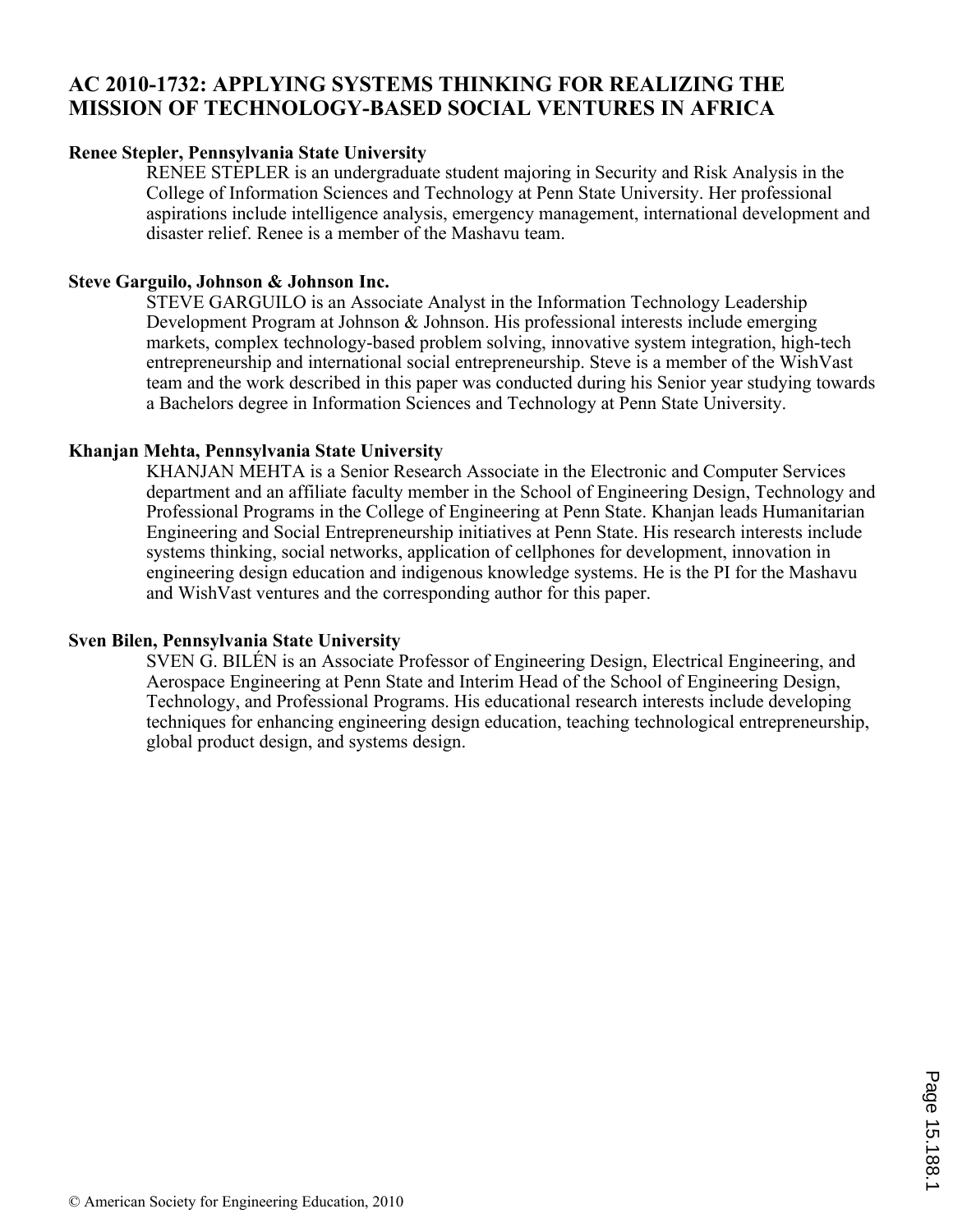# AC 2010-1732: APPLYING SYSTEMS THINKING FOR REALIZING THE MISSION OF TECHNOLOGY-BASED SOCIAL VENTURES IN AFRICA

**Renee Stepler, Pennsylvania State University**

RENEE STEPLER is an undergraduate student majoring in Security and Risk Analysis in the College of Information Sciences and Technology at Penn State University. Her professional aspirations include intelligence analysis, emergency management, international development and disaster relief. Renee is a member of the Mashavu team.

**Steve Garguilo, Johnson & Johnson Inc.**

STEVE GARGUILO is an Associate Analyst in the Information Technology Leadership Development Program at Johnson & Johnson. His professional interests include emerging markets, complex technology-based problem solving, innovative system integration, high-tech entrepreneurship and international social entrepreneurship. Steve is a member of the WishVast team and the work described in this paper was conducted during his Senior year studying towards a Bachelors degree in Information Sciences and Technology at Penn State University.

**Khanjan Mehta, Pennsylvania State University**

KHANJAN MEHTA is a Senior Research Associate in the Electronic and Computer Services department and an affiliate faculty member in the School of Engineering Design, Technology and Professional Programs in the College of Engineering at Penn State. Khanjan leads Humanitarian Engineering and Social Entrepreneurship initiatives at Penn State. His research interests include systems thinking, social networks, application of cellphones for development, innovation in engineering design education and indigenous knowledge systems. He is the PI for the Mashavu and WishVast ventures and the corresponding author for this paper.

**Sven Bilen, Pennsylvania State University**

SVEN G. BILÉN is an Associate Professor of Engineering Design, Electrical Engineering, and Aerospace Engineering at Penn State and Interim Head of the School of Engineering Design, Technology, and Professional Programs. His educational research interests include developing techniques for enhancing engineering design education, teaching technological entrepreneurship, global product design, and systems design.

© American Society for Engineering Education, 2010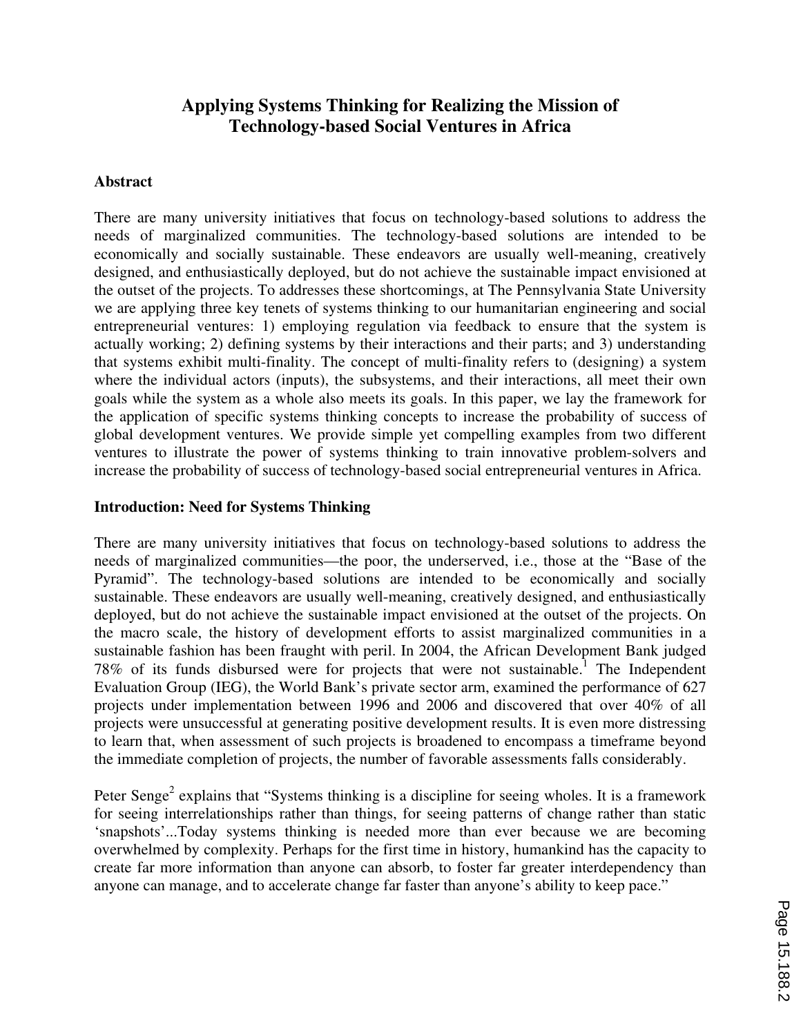# Applying Systems Thinking for Realizing the Mission of Technology-based Social Ventures in Africa

## Abstract

There are many university initiatives that focus on technology-based solutions to address the needs of marginalized communities. The technology-based solutions are intended to be economically and socially sustainable. These endeavors are usually well-meaning, creatively designed, and enthusiastically deployed, but do not achieve the sustainable impact envisioned at the outset of the projects. To addresses these shortcomings, at The Pennsylvania State University we are applying three key tenets of systems thinking to our humanitarian engineering and social entrepreneurial ventures: 1) employing regulation via feedback to ensure that the system is actually working; 2) defining systems by their interactions and their parts; and 3) understanding that systems exhibit multi-finality. The concept of multi-finality refers to (designing) a system where the individual actors (inputs), the subsystems, and their interactions, all meet their own goals while the system as a whole also meets its goals. In this paper, we lay the framework for the application of specific systems thinking concepts to increase the probability of success of global development ventures. We provide simple yet compelling examples from two different ventures to illustrate the power of systems thinking to train innovative problem-solvers and increase the probability of success of technology-based social entrepreneurial ventures in Africa.

## Introduction: Need for Systems Thinking

There are many university initiatives that focus on technology-based solutions to address the needs of marginalized communities—the poor, the underserved, i.e., those at the "Base of the Pyramid". The technology-based solutions are intended to be economically and socially sustainable. These endeavors are usually well-meaning, creatively designed, and enthusiastically deployed, but do not achieve the sustainable impact envisioned at the outset of the projects. On the macro scale, the history of development efforts to assist marginalized communities in a sustainable fashion has been fraught with peril. In 2004, the African Development Bank judged 78% of its funds disbursed were for projects that were not sustainable.[1] The Independent Evaluation Group (IEG), the World Bank's private sector arm, examined the performance of 627 projects under implementation between 1996 and 2006 and discovered that over 40% of all projects were unsuccessful at generating positive development results. It is even more distressing to learn that, when assessment of such projects is broadened to encompass a timeframe beyond the immediate completion of projects, the number of favorable assessments falls considerably.

Peter Senge[2] explains that "Systems thinking is a discipline for seeing wholes. It is a framework for seeing interrelationships rather than things, for seeing patterns of change rather than static 'snapshots'...Today systems thinking is needed more than ever because we are becoming overwhelmed by complexity. Perhaps for the first time in history, humankind has the capacity to create far more information than anyone can absorb, to foster far greater interdependency than anyone can manage, and to accelerate change far faster than anyone's ability to keep pace."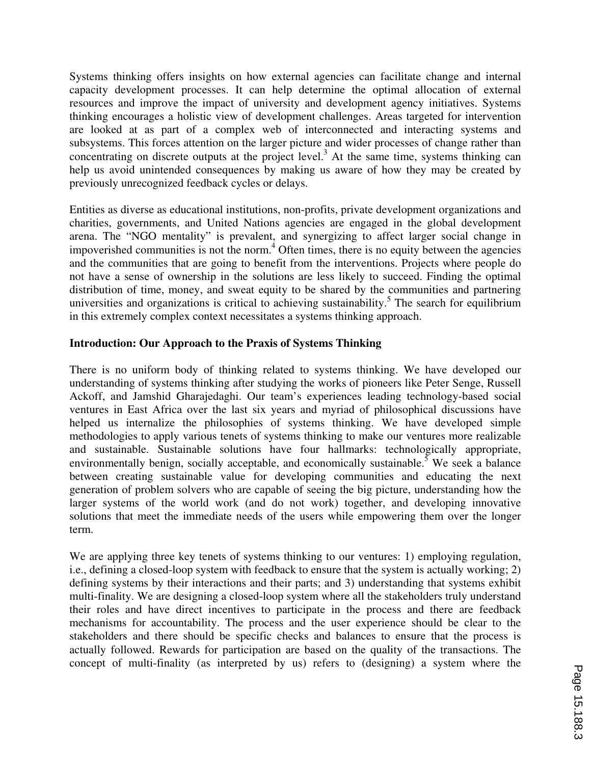Systems thinking offers insights on how external agencies can facilitate change and internal capacity development processes. It can help determine the optimal allocation of external resources and improve the impact of university and development agency initiatives. Systems thinking encourages a holistic view of development challenges. Areas targeted for intervention are looked at as part of a complex web of interconnected and interacting systems and subsystems. This forces attention on the larger picture and wider processes of change rather than concentrating on discrete outputs at the project level.[3] At the same time, systems thinking can help us avoid unintended consequences by making us aware of how they may be created by previously unrecognized feedback cycles or delays.

Entities as diverse as educational institutions, non-profits, private development organizations and charities, governments, and United Nations agencies are engaged in the global development arena. The "NGO mentality" is prevalent, and synergizing to affect larger social change in impoverished communities is not the norm.[4] Often times, there is no equity between the agencies and the communities that are going to benefit from the interventions. Projects where people do not have a sense of ownership in the solutions are less likely to succeed. Finding the optimal distribution of time, money, and sweat equity to be shared by the communities and partnering universities and organizations is critical to achieving sustainability.[5] The search for equilibrium in this extremely complex context necessitates a systems thinking approach.

**Introduction: Our Approach to the Praxis of Systems Thinking**

There is no uniform body of thinking related to systems thinking. We have developed our understanding of systems thinking after studying the works of pioneers like Peter Senge, Russell Ackoff, and Jamshid Gharajedaghi. Our team's experiences leading technology-based social ventures in East Africa over the last six years and myriad of philosophical discussions have helped us internalize the philosophies of systems thinking. We have developed simple methodologies to apply various tenets of systems thinking to make our ventures more realizable and sustainable. Sustainable solutions have four hallmarks: technologically appropriate, environmentally benign, socially acceptable, and economically sustainable.[5] We seek a balance between creating sustainable value for developing communities and educating the next generation of problem solvers who are capable of seeing the big picture, understanding how the larger systems of the world work (and do not work) together, and developing innovative solutions that meet the immediate needs of the users while empowering them over the longer term.

We are applying three key tenets of systems thinking to our ventures: 1) employing regulation, i.e., defining a closed-loop system with feedback to ensure that the system is actually working; 2) defining systems by their interactions and their parts; and 3) understanding that systems exhibit multi-finality. We are designing a closed-loop system where all the stakeholders truly understand their roles and have direct incentives to participate in the process and there are feedback mechanisms for accountability. The process and the user experience should be clear to the stakeholders and there should be specific checks and balances to ensure that the process is actually followed. Rewards for participation are based on the quality of the transactions. The concept of multi-finality (as interpreted by us) refers to (designing) a system where the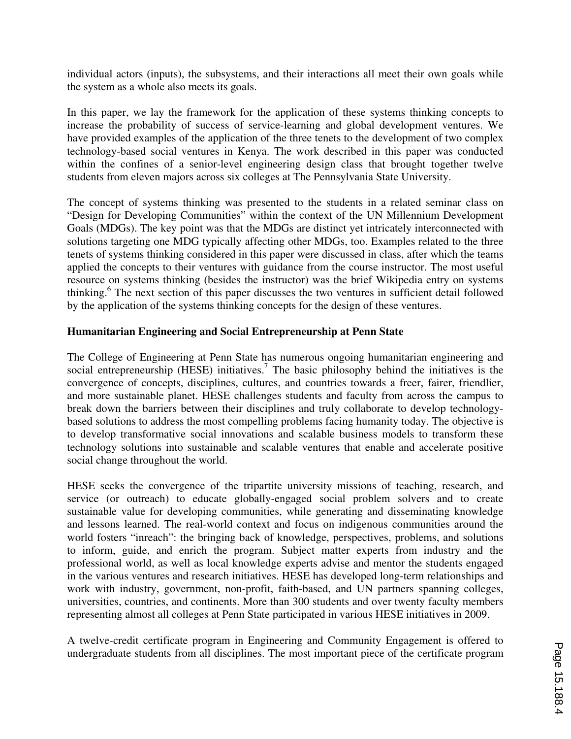individual actors (inputs), the subsystems, and their interactions all meet their own goals while the system as a whole also meets its goals.

In this paper, we lay the framework for the application of these systems thinking concepts to increase the probability of success of service-learning and global development ventures. We have provided examples of the application of the three tenets to the development of two complex technology-based social ventures in Kenya. The work described in this paper was conducted within the confines of a senior-level engineering design class that brought together twelve students from eleven majors across six colleges at The Pennsylvania State University.

The concept of systems thinking was presented to the students in a related seminar class on "Design for Developing Communities" within the context of the UN Millennium Development Goals (MDGs). The key point was that the MDGs are distinct yet intricately interconnected with solutions targeting one MDG typically affecting other MDGs, too. Examples related to the three tenets of systems thinking considered in this paper were discussed in class, after which the teams applied the concepts to their ventures with guidance from the course instructor. The most useful resource on systems thinking (besides the instructor) was the brief Wikipedia entry on systems thinking.[6] The next section of this paper discusses the two ventures in sufficient detail followed by the application of the systems thinking concepts for the design of these ventures.

**Humanitarian Engineering and Social Entrepreneurship at Penn State**

The College of Engineering at Penn State has numerous ongoing humanitarian engineering and social entrepreneurship (HESE) initiatives.[7] The basic philosophy behind the initiatives is the convergence of concepts, disciplines, cultures, and countries towards a freer, fairer, friendlier, and more sustainable planet. HESE challenges students and faculty from across the campus to break down the barriers between their disciplines and truly collaborate to develop technology-based solutions to address the most compelling problems facing humanity today. The objective is to develop transformative social innovations and scalable business models to transform these technology solutions into sustainable and scalable ventures that enable and accelerate positive social change throughout the world.

HESE seeks the convergence of the tripartite university missions of teaching, research, and service (or outreach) to educate globally-engaged social problem solvers and to create sustainable value for developing communities, while generating and disseminating knowledge and lessons learned. The real-world context and focus on indigenous communities around the world fosters "inreach": the bringing back of knowledge, perspectives, problems, and solutions to inform, guide, and enrich the program. Subject matter experts from industry and the professional world, as well as local knowledge experts advise and mentor the students engaged in the various ventures and research initiatives. HESE has developed long-term relationships and work with industry, government, non-profit, faith-based, and UN partners spanning colleges, universities, countries, and continents. More than 300 students and over twenty faculty members representing almost all colleges at Penn State participated in various HESE initiatives in 2009.

A twelve-credit certificate program in Engineering and Community Engagement is offered to undergraduate students from all disciplines. The most important piece of the certificate program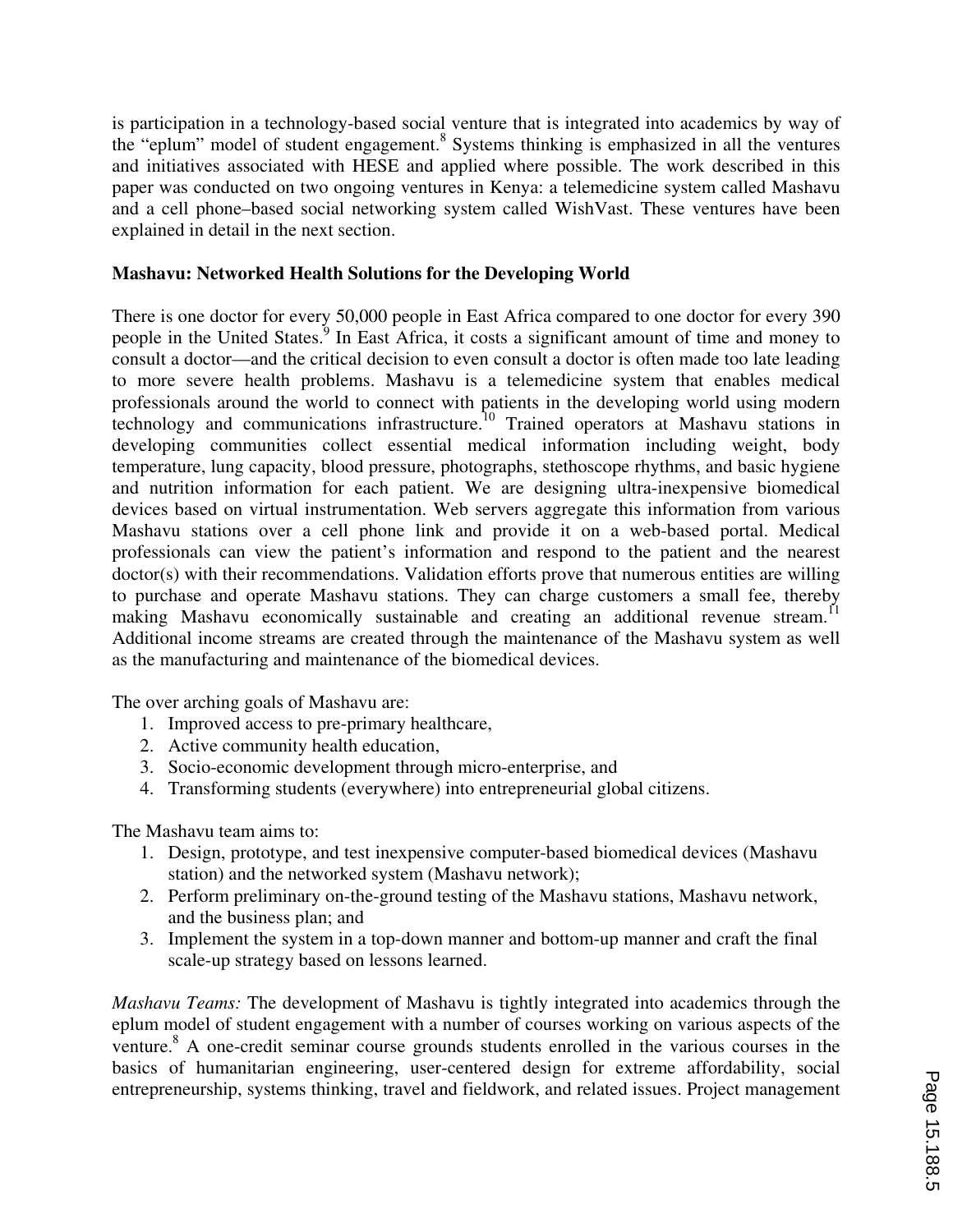is participation in a technology-based social venture that is integrated into academics by way of the "eplum" model of student engagement.[8] Systems thinking is emphasized in all the ventures and initiatives associated with HESE and applied where possible. The work described in this paper was conducted on two ongoing ventures in Kenya: a telemedicine system called Mashavu and a cell phone–based social networking system called WishVast. These ventures have been explained in detail in the next section.

**Mashavu: Networked Health Solutions for the Developing World**

There is one doctor for every 50,000 people in East Africa compared to one doctor for every 390 people in the United States.[9] In East Africa, it costs a significant amount of time and money to consult a doctor—and the critical decision to even consult a doctor is often made too late leading to more severe health problems. Mashavu is a telemedicine system that enables medical professionals around the world to connect with patients in the developing world using modern technology and communications infrastructure.[10] Trained operators at Mashavu stations in developing communities collect essential medical information including weight, body temperature, lung capacity, blood pressure, photographs, stethoscope rhythms, and basic hygiene and nutrition information for each patient. We are designing ultra-inexpensive biomedical devices based on virtual instrumentation. Web servers aggregate this information from various Mashavu stations over a cell phone link and provide it on a web-based portal. Medical professionals can view the patient's information and respond to the patient and the nearest doctor(s) with their recommendations. Validation efforts prove that numerous entities are willing to purchase and operate Mashavu stations. They can charge customers a small fee, thereby making Mashavu economically sustainable and creating an additional revenue stream.[11] Additional income streams are created through the maintenance of the Mashavu system as well as the manufacturing and maintenance of the biomedical devices.

The over arching goals of Mashavu are:

1. Improved access to pre-primary healthcare,
2. Active community health education,
3. Socio-economic development through micro-enterprise, and
4. Transforming students (everywhere) into entrepreneurial global citizens.

The Mashavu team aims to:

1. Design, prototype, and test inexpensive computer-based biomedical devices (Mashavu station) and the networked system (Mashavu network);
2. Perform preliminary on-the-ground testing of the Mashavu stations, Mashavu network, and the business plan; and
3. Implement the system in a top-down manner and bottom-up manner and craft the final scale-up strategy based on lessons learned.

*Mashavu Teams:* The development of Mashavu is tightly integrated into academics through the eplum model of student engagement with a number of courses working on various aspects of the venture.[8] A one-credit seminar course grounds students enrolled in the various courses in the basics of humanitarian engineering, user-centered design for extreme affordability, social entrepreneurship, systems thinking, travel and fieldwork, and related issues. Project management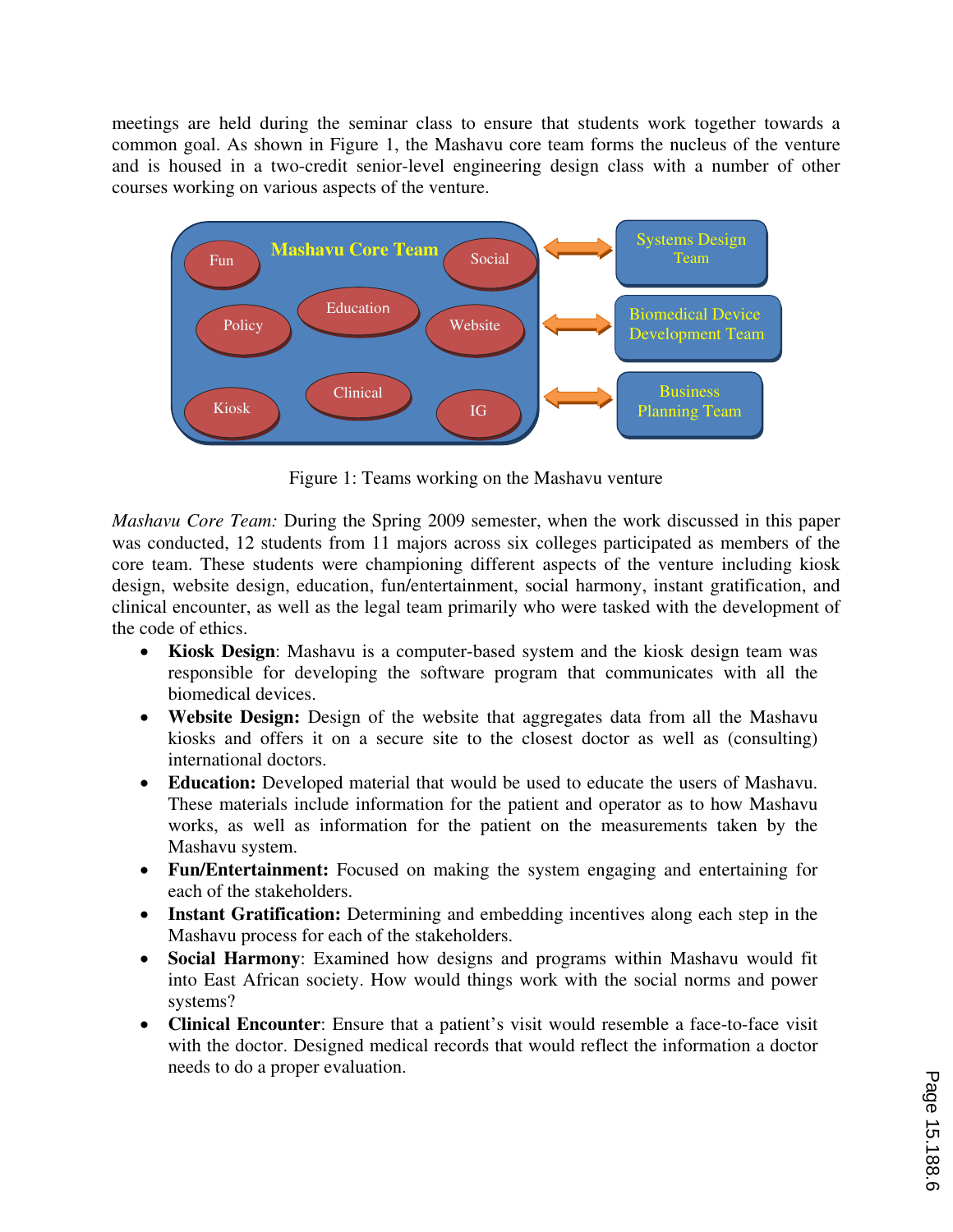meetings are held during the seminar class to ensure that students work together towards a common goal. As shown in Figure 1, the Mashavu core team forms the nucleus of the venture and is housed in a two-credit senior-level engineering design class with a number of other courses working on various aspects of the venture.

Figure 1: Teams working on the Mashavu venture

*Mashavu Core Team:* During the Spring 2009 semester, when the work discussed in this paper was conducted, 12 students from 11 majors across six colleges participated as members of the core team. These students were championing different aspects of the venture including kiosk design, website design, education, fun/entertainment, social harmony, instant gratification, and clinical encounter, as well as the legal team primarily who were tasked with the development of the code of ethics.

- **Kiosk Design**: Mashavu is a computer-based system and the kiosk design team was responsible for developing the software program that communicates with all the biomedical devices.
- **Website Design:** Design of the website that aggregates data from all the Mashavu kiosks and offers it on a secure site to the closest doctor as well as (consulting) international doctors.
- **Education:** Developed material that would be used to educate the users of Mashavu. These materials include information for the patient and operator as to how Mashavu works, as well as information for the patient on the measurements taken by the Mashavu system.
- **Fun/Entertainment:** Focused on making the system engaging and entertaining for each of the stakeholders.
- **Instant Gratification:** Determining and embedding incentives along each step in the Mashavu process for each of the stakeholders.
- **Social Harmony**: Examined how designs and programs within Mashavu would fit into East African society. How would things work with the social norms and power systems?
- **Clinical Encounter**: Ensure that a patient's visit would resemble a face-to-face visit with the doctor. Designed medical records that would reflect the information a doctor needs to do a proper evaluation.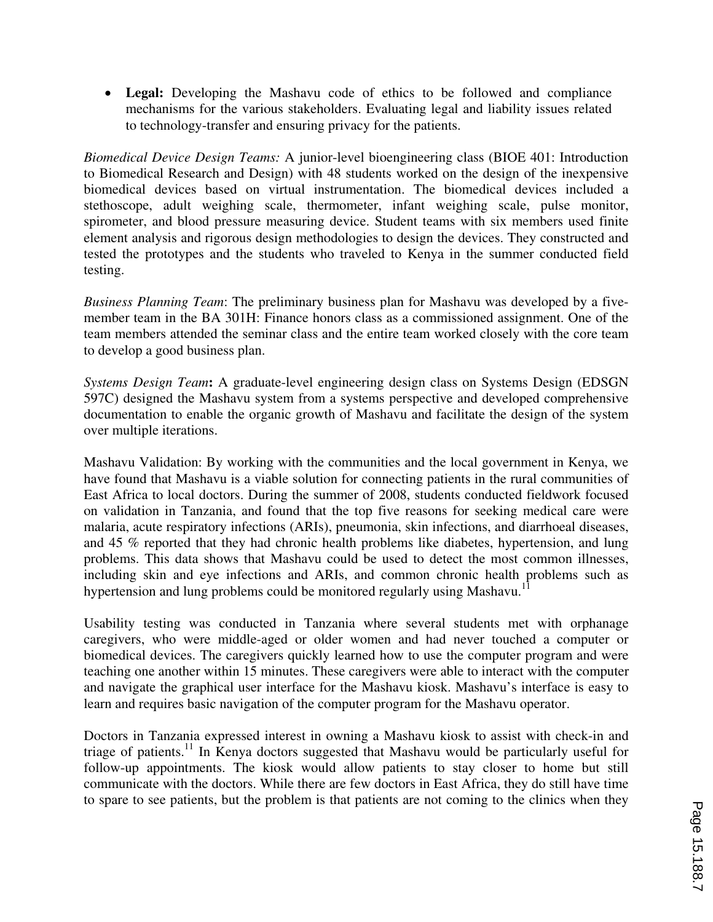- **Legal:** Developing the Mashavu code of ethics to be followed and compliance mechanisms for the various stakeholders. Evaluating legal and liability issues related to technology-transfer and ensuring privacy for the patients.

*Biomedical Device Design Teams:* A junior-level bioengineering class (BIOE 401: Introduction to Biomedical Research and Design) with 48 students worked on the design of the inexpensive biomedical devices based on virtual instrumentation. The biomedical devices included a stethoscope, adult weighing scale, thermometer, infant weighing scale, pulse monitor, spirometer, and blood pressure measuring device. Student teams with six members used finite element analysis and rigorous design methodologies to design the devices. They constructed and tested the prototypes and the students who traveled to Kenya in the summer conducted field testing.

*Business Planning Team*: The preliminary business plan for Mashavu was developed by a five-member team in the BA 301H: Finance honors class as a commissioned assignment. One of the team members attended the seminar class and the entire team worked closely with the core team to develop a good business plan.

*Systems Design Team*: A graduate-level engineering design class on Systems Design (EDSGN 597C) designed the Mashavu system from a systems perspective and developed comprehensive documentation to enable the organic growth of Mashavu and facilitate the design of the system over multiple iterations.

Mashavu Validation: By working with the communities and the local government in Kenya, we have found that Mashavu is a viable solution for connecting patients in the rural communities of East Africa to local doctors. During the summer of 2008, students conducted fieldwork focused on validation in Tanzania, and found that the top five reasons for seeking medical care were malaria, acute respiratory infections (ARIs), pneumonia, skin infections, and diarrhoeal diseases, and 45 % reported that they had chronic health problems like diabetes, hypertension, and lung problems. This data shows that Mashavu could be used to detect the most common illnesses, including skin and eye infections and ARIs, and common chronic health problems such as hypertension and lung problems could be monitored regularly using Mashavu.[11]

Usability testing was conducted in Tanzania where several students met with orphanage caregivers, who were middle-aged or older women and had never touched a computer or biomedical devices. The caregivers quickly learned how to use the computer program and were teaching one another within 15 minutes. These caregivers were able to interact with the computer and navigate the graphical user interface for the Mashavu kiosk. Mashavu's interface is easy to learn and requires basic navigation of the computer program for the Mashavu operator.

Doctors in Tanzania expressed interest in owning a Mashavu kiosk to assist with check-in and triage of patients.[11] In Kenya doctors suggested that Mashavu would be particularly useful for follow-up appointments. The kiosk would allow patients to stay closer to home but still communicate with the doctors. While there are few doctors in East Africa, they do still have time to spare to see patients, but the problem is that patients are not coming to the clinics when they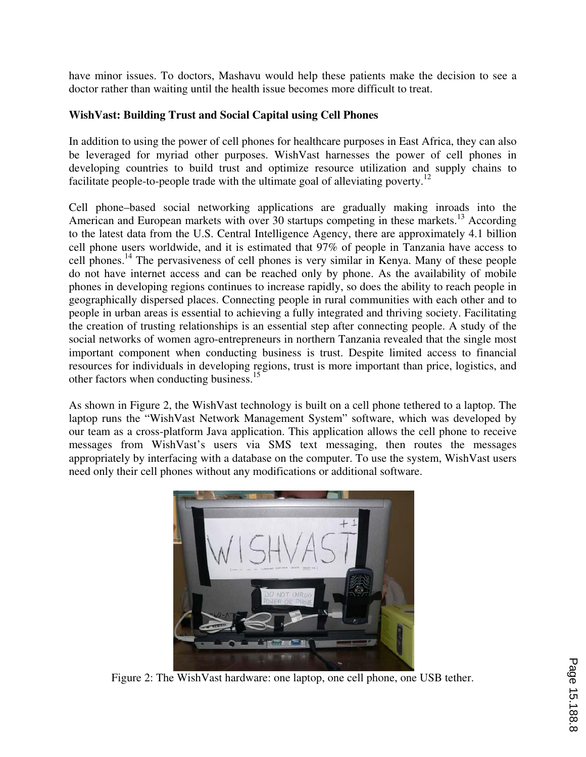have minor issues. To doctors, Mashavu would help these patients make the decision to see a doctor rather than waiting until the health issue becomes more difficult to treat.

**WishVast: Building Trust and Social Capital using Cell Phones**

In addition to using the power of cell phones for healthcare purposes in East Africa, they can also be leveraged for myriad other purposes. WishVast harnesses the power of cell phones in developing countries to build trust and optimize resource utilization and supply chains to facilitate people-to-people trade with the ultimate goal of alleviating poverty.[12]

Cell phone–based social networking applications are gradually making inroads into the American and European markets with over 30 startups competing in these markets.[13] According to the latest data from the U.S. Central Intelligence Agency, there are approximately 4.1 billion cell phone users worldwide, and it is estimated that 97% of people in Tanzania have access to cell phones.[14] The pervasiveness of cell phones is very similar in Kenya. Many of these people do not have internet access and can be reached only by phone. As the availability of mobile phones in developing regions continues to increase rapidly, so does the ability to reach people in geographically dispersed places. Connecting people in rural communities with each other and to people in urban areas is essential to achieving a fully integrated and thriving society. Facilitating the creation of trusting relationships is an essential step after connecting people. A study of the social networks of women agro-entrepreneurs in northern Tanzania revealed that the single most important component when conducting business is trust. Despite limited access to financial resources for individuals in developing regions, trust is more important than price, logistics, and other factors when conducting business.[15]

As shown in Figure 2, the WishVast technology is built on a cell phone tethered to a laptop. The laptop runs the "WishVast Network Management System" software, which was developed by our team as a cross-platform Java application. This application allows the cell phone to receive messages from WishVast's users via SMS text messaging, then routes the messages appropriately by interfacing with a database on the computer. To use the system, WishVast users need only their cell phones without any modifications or additional software.

Figure 2: The WishVast hardware: one laptop, one cell phone, one USB tether.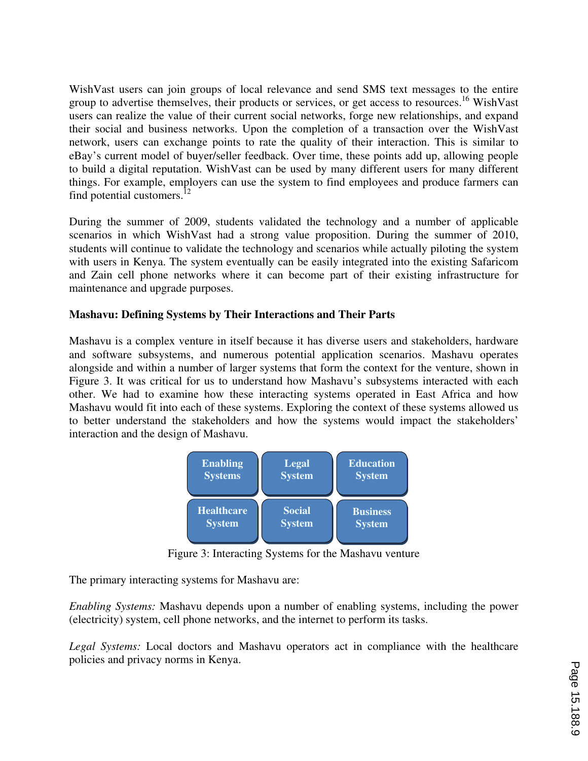WishVast users can join groups of local relevance and send SMS text messages to the entire group to advertise themselves, their products or services, or get access to resources.[16] WishVast users can realize the value of their current social networks, forge new relationships, and expand their social and business networks. Upon the completion of a transaction over the WishVast network, users can exchange points to rate the quality of their interaction. This is similar to eBay's current model of buyer/seller feedback. Over time, these points add up, allowing people to build a digital reputation. WishVast can be used by many different users for many different things. For example, employers can use the system to find employees and produce farmers can find potential customers.[12]

During the summer of 2009, students validated the technology and a number of applicable scenarios in which WishVast had a strong value proposition. During the summer of 2010, students will continue to validate the technology and scenarios while actually piloting the system with users in Kenya. The system eventually can be easily integrated into the existing Safaricom and Zain cell phone networks where it can become part of their existing infrastructure for maintenance and upgrade purposes.

**Mashavu: Defining Systems by Their Interactions and Their Parts**

Mashavu is a complex venture in itself because it has diverse users and stakeholders, hardware and software subsystems, and numerous potential application scenarios. Mashavu operates alongside and within a number of larger systems that form the context for the venture, shown in Figure 3. It was critical for us to understand how Mashavu's subsystems interacted with each other. We had to examine how these interacting systems operated in East Africa and how Mashavu would fit into each of these systems. Exploring the context of these systems allowed us to better understand the stakeholders and how the systems would impact the stakeholders' interaction and the design of Mashavu.

| Enabling Systems | Legal System | Education System |
|---|---|---|
| Healthcare System | Social System | Business System |

Figure 3: Interacting Systems for the Mashavu venture

The primary interacting systems for Mashavu are:

*Enabling Systems:* Mashavu depends upon a number of enabling systems, including the power (electricity) system, cell phone networks, and the internet to perform its tasks.

*Legal Systems:* Local doctors and Mashavu operators act in compliance with the healthcare policies and privacy norms in Kenya.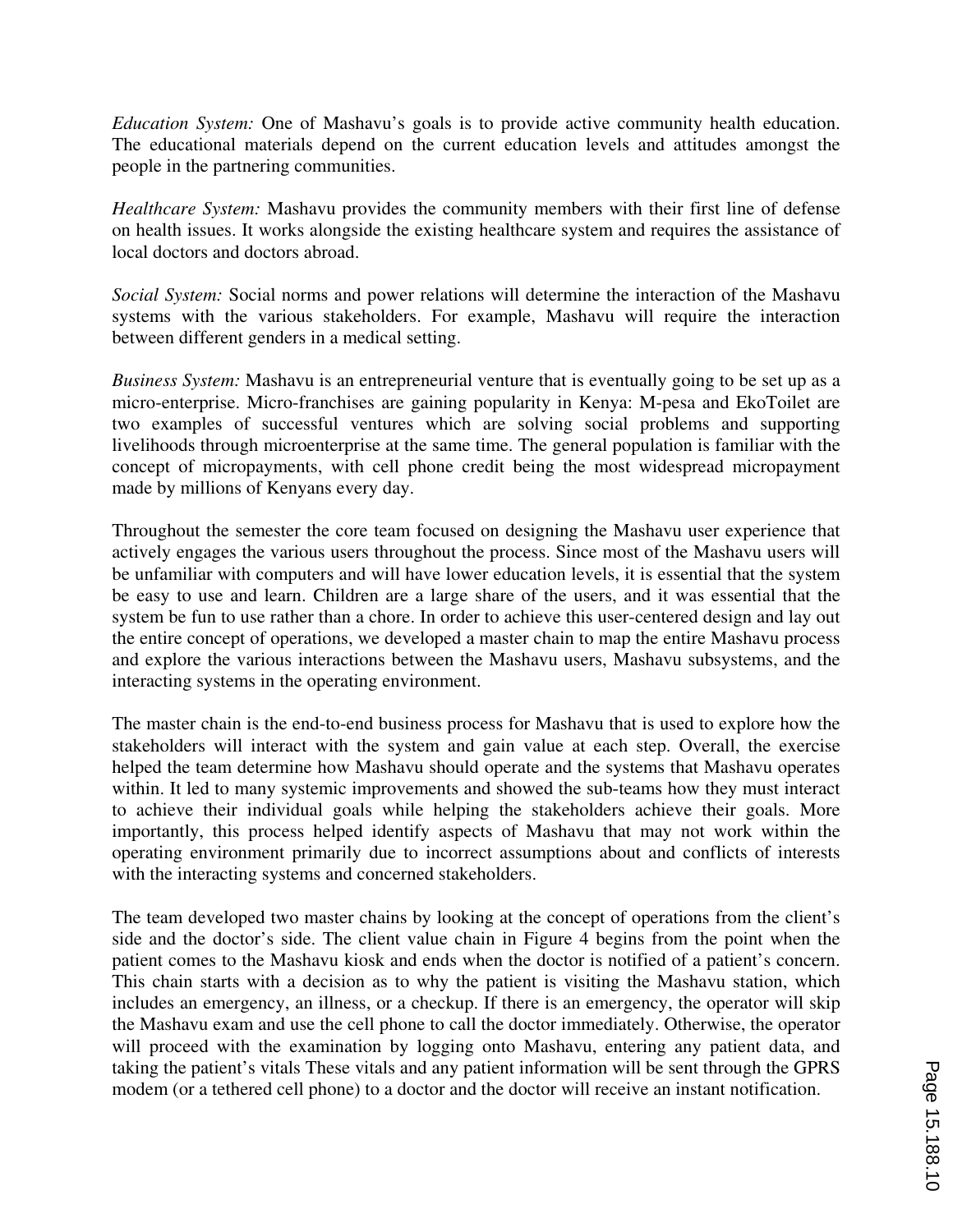*Education System:* One of Mashavu's goals is to provide active community health education. The educational materials depend on the current education levels and attitudes amongst the people in the partnering communities.

*Healthcare System:* Mashavu provides the community members with their first line of defense on health issues. It works alongside the existing healthcare system and requires the assistance of local doctors and doctors abroad.

*Social System:* Social norms and power relations will determine the interaction of the Mashavu systems with the various stakeholders. For example, Mashavu will require the interaction between different genders in a medical setting.

*Business System:* Mashavu is an entrepreneurial venture that is eventually going to be set up as a micro-enterprise. Micro-franchises are gaining popularity in Kenya: M-pesa and EkoToilet are two examples of successful ventures which are solving social problems and supporting livelihoods through microenterprise at the same time. The general population is familiar with the concept of micropayments, with cell phone credit being the most widespread micropayment made by millions of Kenyans every day.

Throughout the semester the core team focused on designing the Mashavu user experience that actively engages the various users throughout the process. Since most of the Mashavu users will be unfamiliar with computers and will have lower education levels, it is essential that the system be easy to use and learn. Children are a large share of the users, and it was essential that the system be fun to use rather than a chore. In order to achieve this user-centered design and lay out the entire concept of operations, we developed a master chain to map the entire Mashavu process and explore the various interactions between the Mashavu users, Mashavu subsystems, and the interacting systems in the operating environment.

The master chain is the end-to-end business process for Mashavu that is used to explore how the stakeholders will interact with the system and gain value at each step. Overall, the exercise helped the team determine how Mashavu should operate and the systems that Mashavu operates within. It led to many systemic improvements and showed the sub-teams how they must interact to achieve their individual goals while helping the stakeholders achieve their goals. More importantly, this process helped identify aspects of Mashavu that may not work within the operating environment primarily due to incorrect assumptions about and conflicts of interests with the interacting systems and concerned stakeholders.

The team developed two master chains by looking at the concept of operations from the client's side and the doctor's side. The client value chain in Figure 4 begins from the point when the patient comes to the Mashavu kiosk and ends when the doctor is notified of a patient's concern. This chain starts with a decision as to why the patient is visiting the Mashavu station, which includes an emergency, an illness, or a checkup. If there is an emergency, the operator will skip the Mashavu exam and use the cell phone to call the doctor immediately. Otherwise, the operator will proceed with the examination by logging onto Mashavu, entering any patient data, and taking the patient's vitals These vitals and any patient information will be sent through the GPRS modem (or a tethered cell phone) to a doctor and the doctor will receive an instant notification.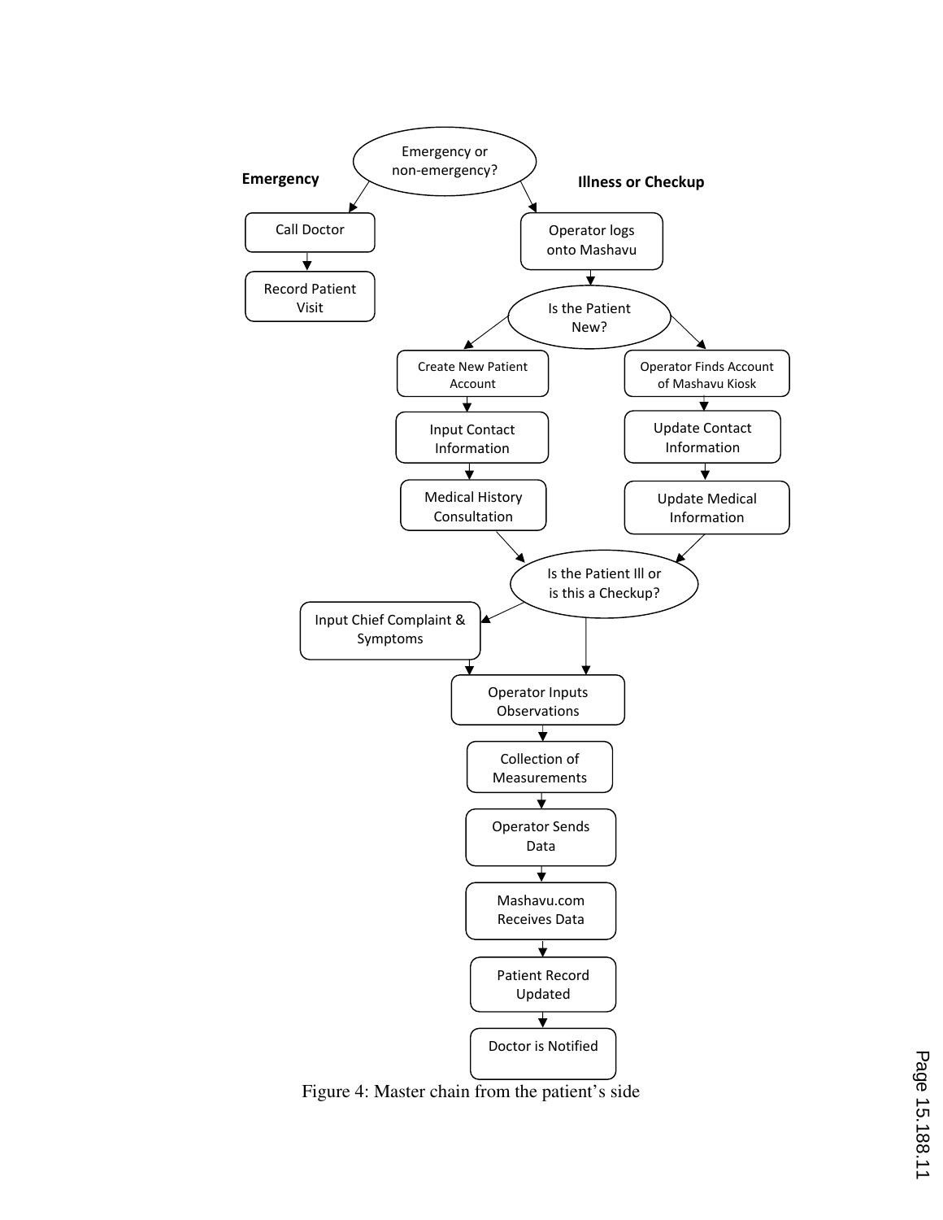Emergency or non-emergency?

**Emergency**

- Call Doctor
- Record Patient Visit

**Illness or Checkup**

- Operator logs onto Mashavu
- Is the Patient New?
  - Create New Patient Account
  - Input Contact Information
  - Medical History Consultation
  - Operator Finds Account of Mashavu Kiosk
  - Update Contact Information
  - Update Medical Information
- Is the Patient Ill or is this a Checkup?
  - Input Chief Complaint & Symptoms
- Operator Inputs Observations
- Collection of Measurements
- Operator Sends Data
- Mashavu.com Receives Data
- Patient Record Updated
- Doctor is Notified

Figure 4: Master chain from the patient's side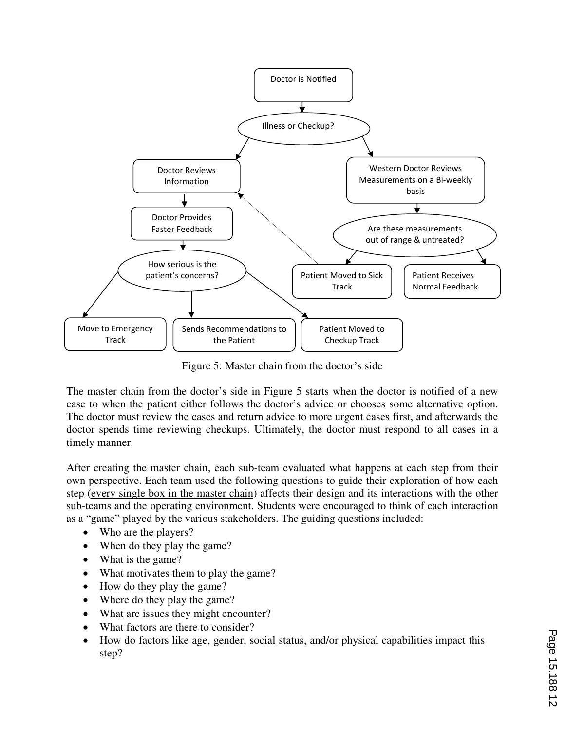Figure 5: Master chain from the doctor's side

The master chain from the doctor's side in Figure 5 starts when the doctor is notified of a new case to when the patient either follows the doctor's advice or chooses some alternative option. The doctor must review the cases and return advice to more urgent cases first, and afterwards the doctor spends time reviewing checkups. Ultimately, the doctor must respond to all cases in a timely manner.

After creating the master chain, each sub-team evaluated what happens at each step from their own perspective. Each team used the following questions to guide their exploration of how each step (every single box in the master chain) affects their design and its interactions with the other sub-teams and the operating environment. Students were encouraged to think of each interaction as a "game" played by the various stakeholders. The guiding questions included:

- Who are the players?
- When do they play the game?
- What is the game?
- What motivates them to play the game?
- How do they play the game?
- Where do they play the game?
- What are issues they might encounter?
- What factors are there to consider?
- How do factors like age, gender, social status, and/or physical capabilities impact this step?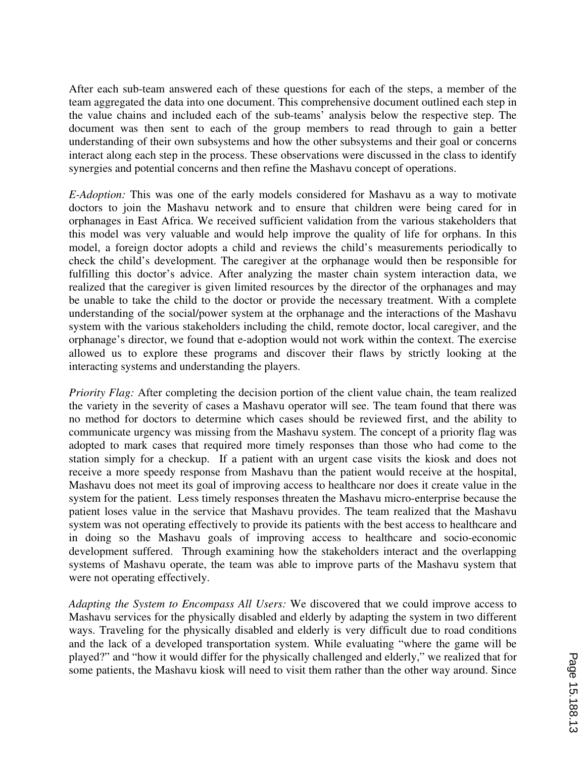After each sub-team answered each of these questions for each of the steps, a member of the team aggregated the data into one document. This comprehensive document outlined each step in the value chains and included each of the sub-teams' analysis below the respective step. The document was then sent to each of the group members to read through to gain a better understanding of their own subsystems and how the other subsystems and their goal or concerns interact along each step in the process. These observations were discussed in the class to identify synergies and potential concerns and then refine the Mashavu concept of operations.

*E-Adoption:* This was one of the early models considered for Mashavu as a way to motivate doctors to join the Mashavu network and to ensure that children were being cared for in orphanages in East Africa. We received sufficient validation from the various stakeholders that this model was very valuable and would help improve the quality of life for orphans. In this model, a foreign doctor adopts a child and reviews the child's measurements periodically to check the child's development. The caregiver at the orphanage would then be responsible for fulfilling this doctor's advice. After analyzing the master chain system interaction data, we realized that the caregiver is given limited resources by the director of the orphanages and may be unable to take the child to the doctor or provide the necessary treatment. With a complete understanding of the social/power system at the orphanage and the interactions of the Mashavu system with the various stakeholders including the child, remote doctor, local caregiver, and the orphanage's director, we found that e-adoption would not work within the context. The exercise allowed us to explore these programs and discover their flaws by strictly looking at the interacting systems and understanding the players.

*Priority Flag:* After completing the decision portion of the client value chain, the team realized the variety in the severity of cases a Mashavu operator will see. The team found that there was no method for doctors to determine which cases should be reviewed first, and the ability to communicate urgency was missing from the Mashavu system. The concept of a priority flag was adopted to mark cases that required more timely responses than those who had come to the station simply for a checkup. If a patient with an urgent case visits the kiosk and does not receive a more speedy response from Mashavu than the patient would receive at the hospital, Mashavu does not meet its goal of improving access to healthcare nor does it create value in the system for the patient. Less timely responses threaten the Mashavu micro-enterprise because the patient loses value in the service that Mashavu provides. The team realized that the Mashavu system was not operating effectively to provide its patients with the best access to healthcare and in doing so the Mashavu goals of improving access to healthcare and socio-economic development suffered. Through examining how the stakeholders interact and the overlapping systems of Mashavu operate, the team was able to improve parts of the Mashavu system that were not operating effectively.

*Adapting the System to Encompass All Users:* We discovered that we could improve access to Mashavu services for the physically disabled and elderly by adapting the system in two different ways. Traveling for the physically disabled and elderly is very difficult due to road conditions and the lack of a developed transportation system. While evaluating "where the game will be played?" and "how it would differ for the physically challenged and elderly," we realized that for some patients, the Mashavu kiosk will need to visit them rather than the other way around. Since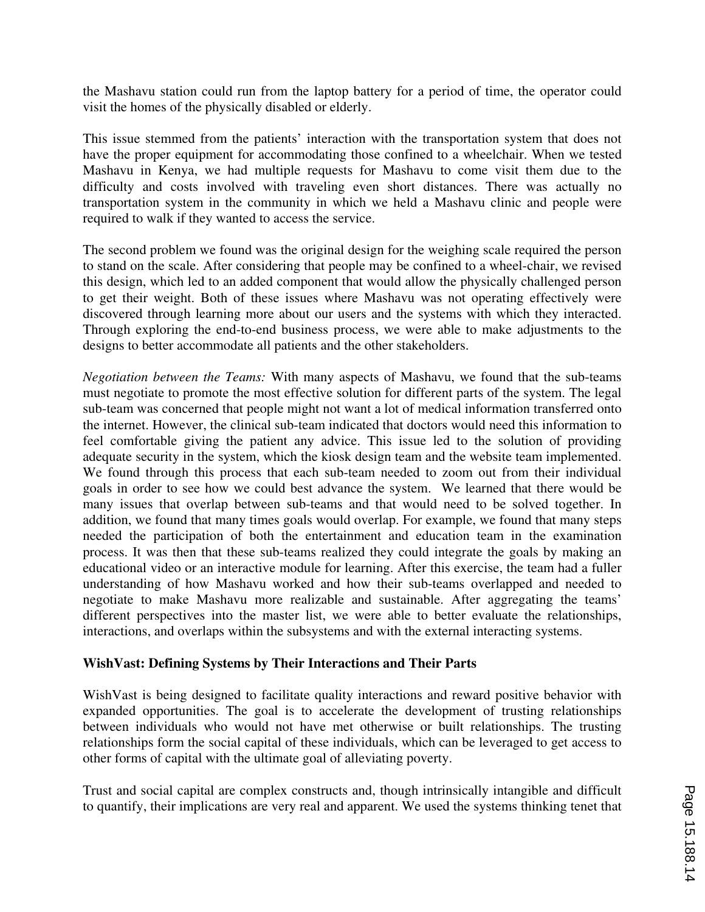the Mashavu station could run from the laptop battery for a period of time, the operator could visit the homes of the physically disabled or elderly.

This issue stemmed from the patients' interaction with the transportation system that does not have the proper equipment for accommodating those confined to a wheelchair. When we tested Mashavu in Kenya, we had multiple requests for Mashavu to come visit them due to the difficulty and costs involved with traveling even short distances. There was actually no transportation system in the community in which we held a Mashavu clinic and people were required to walk if they wanted to access the service.

The second problem we found was the original design for the weighing scale required the person to stand on the scale. After considering that people may be confined to a wheel-chair, we revised this design, which led to an added component that would allow the physically challenged person to get their weight. Both of these issues where Mashavu was not operating effectively were discovered through learning more about our users and the systems with which they interacted. Through exploring the end-to-end business process, we were able to make adjustments to the designs to better accommodate all patients and the other stakeholders.

*Negotiation between the Teams:* With many aspects of Mashavu, we found that the sub-teams must negotiate to promote the most effective solution for different parts of the system. The legal sub-team was concerned that people might not want a lot of medical information transferred onto the internet. However, the clinical sub-team indicated that doctors would need this information to feel comfortable giving the patient any advice. This issue led to the solution of providing adequate security in the system, which the kiosk design team and the website team implemented. We found through this process that each sub-team needed to zoom out from their individual goals in order to see how we could best advance the system. We learned that there would be many issues that overlap between sub-teams and that would need to be solved together. In addition, we found that many times goals would overlap. For example, we found that many steps needed the participation of both the entertainment and education team in the examination process. It was then that these sub-teams realized they could integrate the goals by making an educational video or an interactive module for learning. After this exercise, the team had a fuller understanding of how Mashavu worked and how their sub-teams overlapped and needed to negotiate to make Mashavu more realizable and sustainable. After aggregating the teams' different perspectives into the master list, we were able to better evaluate the relationships, interactions, and overlaps within the subsystems and with the external interacting systems.

**WishVast: Defining Systems by Their Interactions and Their Parts**

WishVast is being designed to facilitate quality interactions and reward positive behavior with expanded opportunities. The goal is to accelerate the development of trusting relationships between individuals who would not have met otherwise or built relationships. The trusting relationships form the social capital of these individuals, which can be leveraged to get access to other forms of capital with the ultimate goal of alleviating poverty.

Trust and social capital are complex constructs and, though intrinsically intangible and difficult to quantify, their implications are very real and apparent. We used the systems thinking tenet that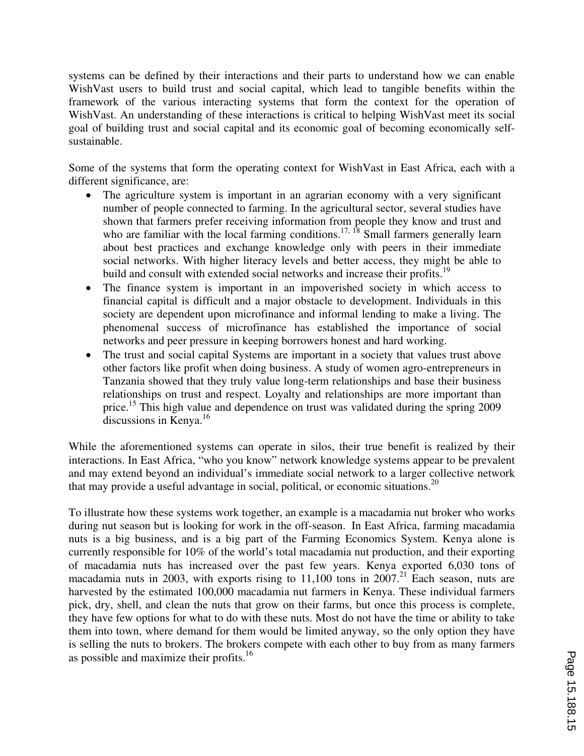systems can be defined by their interactions and their parts to understand how we can enable WishVast users to build trust and social capital, which lead to tangible benefits within the framework of the various interacting systems that form the context for the operation of WishVast. An understanding of these interactions is critical to helping WishVast meet its social goal of building trust and social capital and its economic goal of becoming economically self-sustainable.

Some of the systems that form the operating context for WishVast in East Africa, each with a different significance, are:

- The agriculture system is important in an agrarian economy with a very significant number of people connected to farming. In the agricultural sector, several studies have shown that farmers prefer receiving information from people they know and trust and who are familiar with the local farming conditions.[17, 18] Small farmers generally learn about best practices and exchange knowledge only with peers in their immediate social networks. With higher literacy levels and better access, they might be able to build and consult with extended social networks and increase their profits.[19]
- The finance system is important in an impoverished society in which access to financial capital is difficult and a major obstacle to development. Individuals in this society are dependent upon microfinance and informal lending to make a living. The phenomenal success of microfinance has established the importance of social networks and peer pressure in keeping borrowers honest and hard working.
- The trust and social capital Systems are important in a society that values trust above other factors like profit when doing business. A study of women agro-entrepreneurs in Tanzania showed that they truly value long-term relationships and base their business relationships on trust and respect. Loyalty and relationships are more important than price.[15] This high value and dependence on trust was validated during the spring 2009 discussions in Kenya.[16]

While the aforementioned systems can operate in silos, their true benefit is realized by their interactions. In East Africa, "who you know" network knowledge systems appear to be prevalent and may extend beyond an individual's immediate social network to a larger collective network that may provide a useful advantage in social, political, or economic situations.[20]

To illustrate how these systems work together, an example is a macadamia nut broker who works during nut season but is looking for work in the off-season. In East Africa, farming macadamia nuts is a big business, and is a big part of the Farming Economics System. Kenya alone is currently responsible for 10% of the world's total macadamia nut production, and their exporting of macadamia nuts has increased over the past few years. Kenya exported 6,030 tons of macadamia nuts in 2003, with exports rising to 11,100 tons in 2007.[21] Each season, nuts are harvested by the estimated 100,000 macadamia nut farmers in Kenya. These individual farmers pick, dry, shell, and clean the nuts that grow on their farms, but once this process is complete, they have few options for what to do with these nuts. Most do not have the time or ability to take them into town, where demand for them would be limited anyway, so the only option they have is selling the nuts to brokers. The brokers compete with each other to buy from as many farmers as possible and maximize their profits.[16]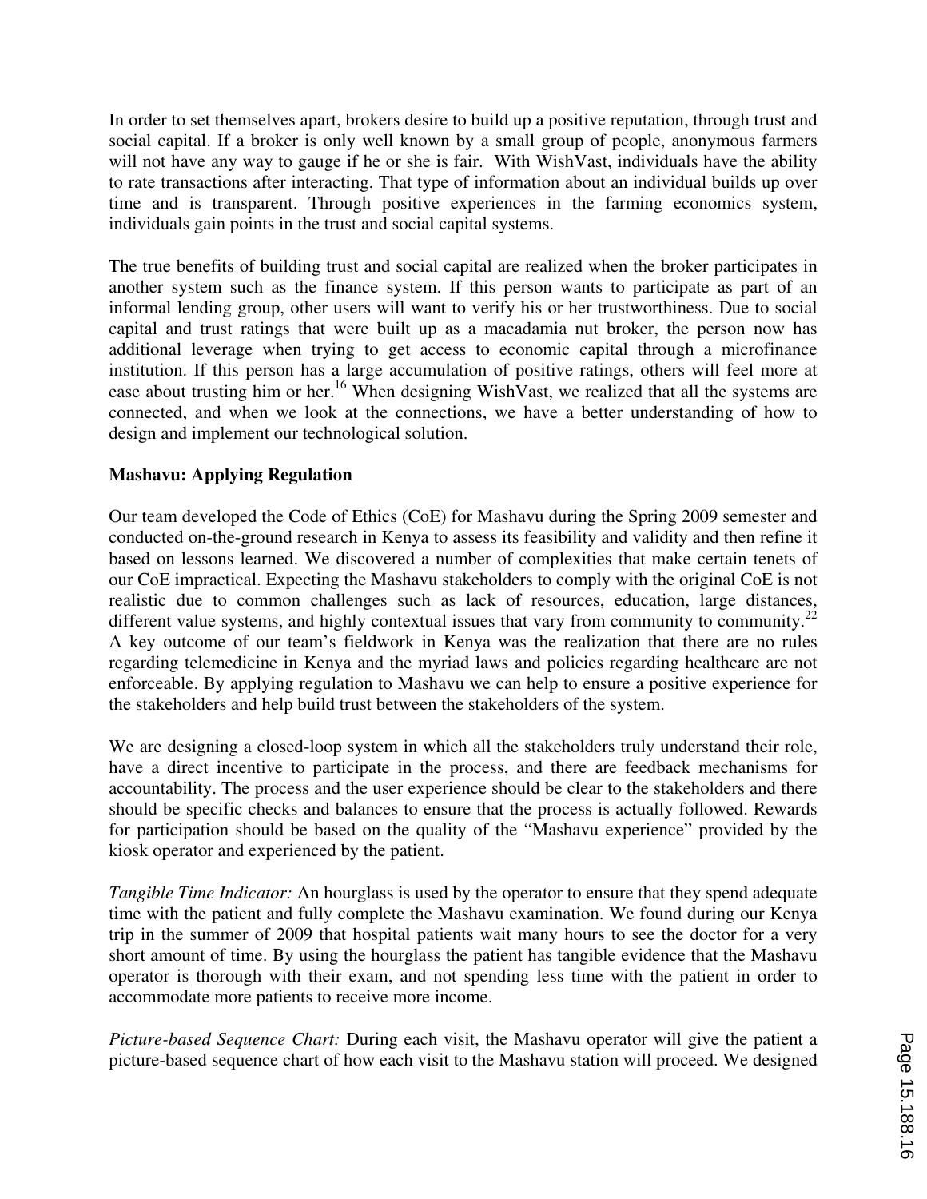In order to set themselves apart, brokers desire to build up a positive reputation, through trust and social capital. If a broker is only well known by a small group of people, anonymous farmers will not have any way to gauge if he or she is fair. With WishVast, individuals have the ability to rate transactions after interacting. That type of information about an individual builds up over time and is transparent. Through positive experiences in the farming economics system, individuals gain points in the trust and social capital systems.

The true benefits of building trust and social capital are realized when the broker participates in another system such as the finance system. If this person wants to participate as part of an informal lending group, other users will want to verify his or her trustworthiness. Due to social capital and trust ratings that were built up as a macadamia nut broker, the person now has additional leverage when trying to get access to economic capital through a microfinance institution. If this person has a large accumulation of positive ratings, others will feel more at ease about trusting him or her.[16] When designing WishVast, we realized that all the systems are connected, and when we look at the connections, we have a better understanding of how to design and implement our technological solution.

**Mashavu: Applying Regulation**

Our team developed the Code of Ethics (CoE) for Mashavu during the Spring 2009 semester and conducted on-the-ground research in Kenya to assess its feasibility and validity and then refine it based on lessons learned. We discovered a number of complexities that make certain tenets of our CoE impractical. Expecting the Mashavu stakeholders to comply with the original CoE is not realistic due to common challenges such as lack of resources, education, large distances, different value systems, and highly contextual issues that vary from community to community.[22] A key outcome of our team's fieldwork in Kenya was the realization that there are no rules regarding telemedicine in Kenya and the myriad laws and policies regarding healthcare are not enforceable. By applying regulation to Mashavu we can help to ensure a positive experience for the stakeholders and help build trust between the stakeholders of the system.

We are designing a closed-loop system in which all the stakeholders truly understand their role, have a direct incentive to participate in the process, and there are feedback mechanisms for accountability. The process and the user experience should be clear to the stakeholders and there should be specific checks and balances to ensure that the process is actually followed. Rewards for participation should be based on the quality of the "Mashavu experience" provided by the kiosk operator and experienced by the patient.

*Tangible Time Indicator:* An hourglass is used by the operator to ensure that they spend adequate time with the patient and fully complete the Mashavu examination. We found during our Kenya trip in the summer of 2009 that hospital patients wait many hours to see the doctor for a very short amount of time. By using the hourglass the patient has tangible evidence that the Mashavu operator is thorough with their exam, and not spending less time with the patient in order to accommodate more patients to receive more income.

*Picture-based Sequence Chart:* During each visit, the Mashavu operator will give the patient a picture-based sequence chart of how each visit to the Mashavu station will proceed. We designed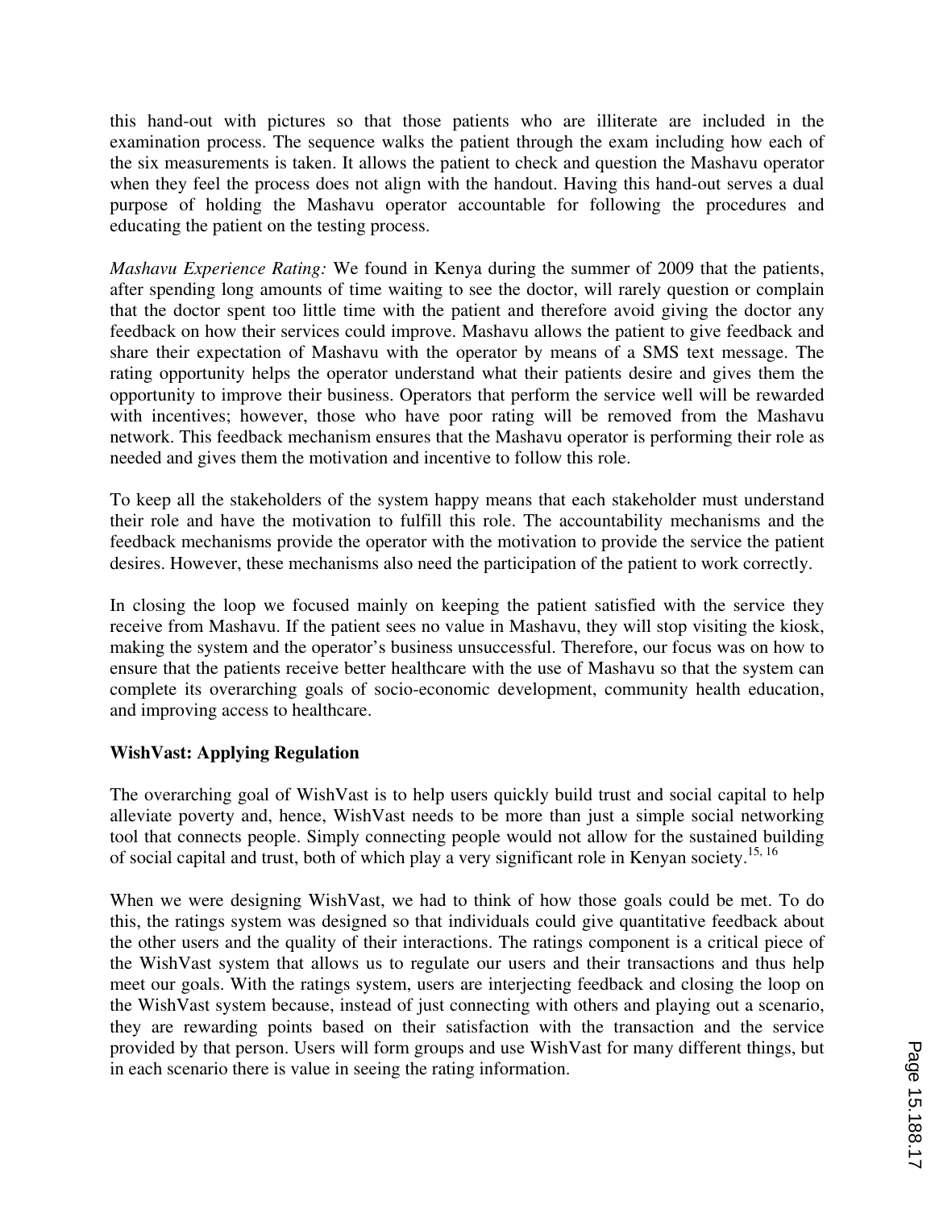this hand-out with pictures so that those patients who are illiterate are included in the examination process. The sequence walks the patient through the exam including how each of the six measurements is taken. It allows the patient to check and question the Mashavu operator when they feel the process does not align with the handout. Having this hand-out serves a dual purpose of holding the Mashavu operator accountable for following the procedures and educating the patient on the testing process.

*Mashavu Experience Rating:* We found in Kenya during the summer of 2009 that the patients, after spending long amounts of time waiting to see the doctor, will rarely question or complain that the doctor spent too little time with the patient and therefore avoid giving the doctor any feedback on how their services could improve. Mashavu allows the patient to give feedback and share their expectation of Mashavu with the operator by means of a SMS text message. The rating opportunity helps the operator understand what their patients desire and gives them the opportunity to improve their business. Operators that perform the service well will be rewarded with incentives; however, those who have poor rating will be removed from the Mashavu network. This feedback mechanism ensures that the Mashavu operator is performing their role as needed and gives them the motivation and incentive to follow this role.

To keep all the stakeholders of the system happy means that each stakeholder must understand their role and have the motivation to fulfill this role. The accountability mechanisms and the feedback mechanisms provide the operator with the motivation to provide the service the patient desires. However, these mechanisms also need the participation of the patient to work correctly.

In closing the loop we focused mainly on keeping the patient satisfied with the service they receive from Mashavu. If the patient sees no value in Mashavu, they will stop visiting the kiosk, making the system and the operator's business unsuccessful. Therefore, our focus was on how to ensure that the patients receive better healthcare with the use of Mashavu so that the system can complete its overarching goals of socio-economic development, community health education, and improving access to healthcare.

**WishVast: Applying Regulation**

The overarching goal of WishVast is to help users quickly build trust and social capital to help alleviate poverty and, hence, WishVast needs to be more than just a simple social networking tool that connects people. Simply connecting people would not allow for the sustained building of social capital and trust, both of which play a very significant role in Kenyan society.[15, 16]

When we were designing WishVast, we had to think of how those goals could be met. To do this, the ratings system was designed so that individuals could give quantitative feedback about the other users and the quality of their interactions. The ratings component is a critical piece of the WishVast system that allows us to regulate our users and their transactions and thus help meet our goals. With the ratings system, users are interjecting feedback and closing the loop on the WishVast system because, instead of just connecting with others and playing out a scenario, they are rewarding points based on their satisfaction with the transaction and the service provided by that person. Users will form groups and use WishVast for many different things, but in each scenario there is value in seeing the rating information.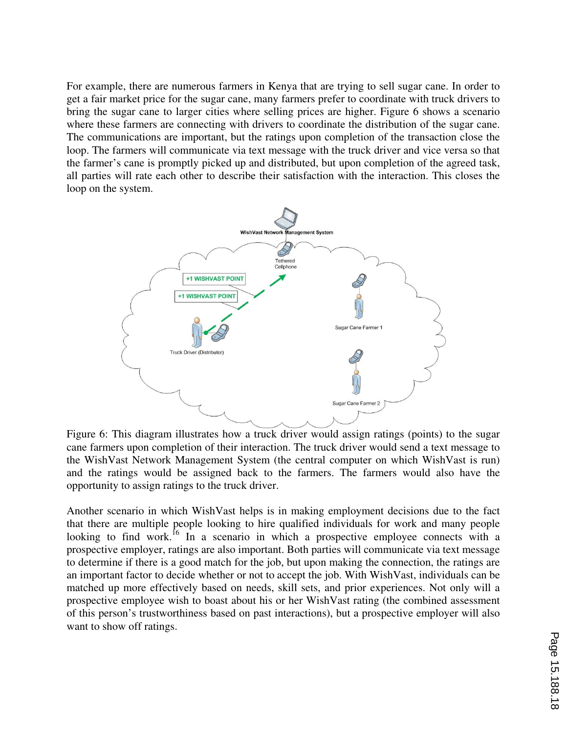For example, there are numerous farmers in Kenya that are trying to sell sugar cane. In order to get a fair market price for the sugar cane, many farmers prefer to coordinate with truck drivers to bring the sugar cane to larger cities where selling prices are higher. Figure 6 shows a scenario where these farmers are connecting with drivers to coordinate the distribution of the sugar cane. The communications are important, but the ratings upon completion of the transaction close the loop. The farmers will communicate via text message with the truck driver and vice versa so that the farmer's cane is promptly picked up and distributed, but upon completion of the agreed task, all parties will rate each other to describe their satisfaction with the interaction. This closes the loop on the system.

Figure 6: This diagram illustrates how a truck driver would assign ratings (points) to the sugar cane farmers upon completion of their interaction. The truck driver would send a text message to the WishVast Network Management System (the central computer on which WishVast is run) and the ratings would be assigned back to the farmers. The farmers would also have the opportunity to assign ratings to the truck driver.

Another scenario in which WishVast helps is in making employment decisions due to the fact that there are multiple people looking to hire qualified individuals for work and many people looking to find work.[16] In a scenario in which a prospective employee connects with a prospective employer, ratings are also important. Both parties will communicate via text message to determine if there is a good match for the job, but upon making the connection, the ratings are an important factor to decide whether or not to accept the job. With WishVast, individuals can be matched up more effectively based on needs, skill sets, and prior experiences. Not only will a prospective employee wish to boast about his or her WishVast rating (the combined assessment of this person's trustworthiness based on past interactions), but a prospective employer will also want to show off ratings.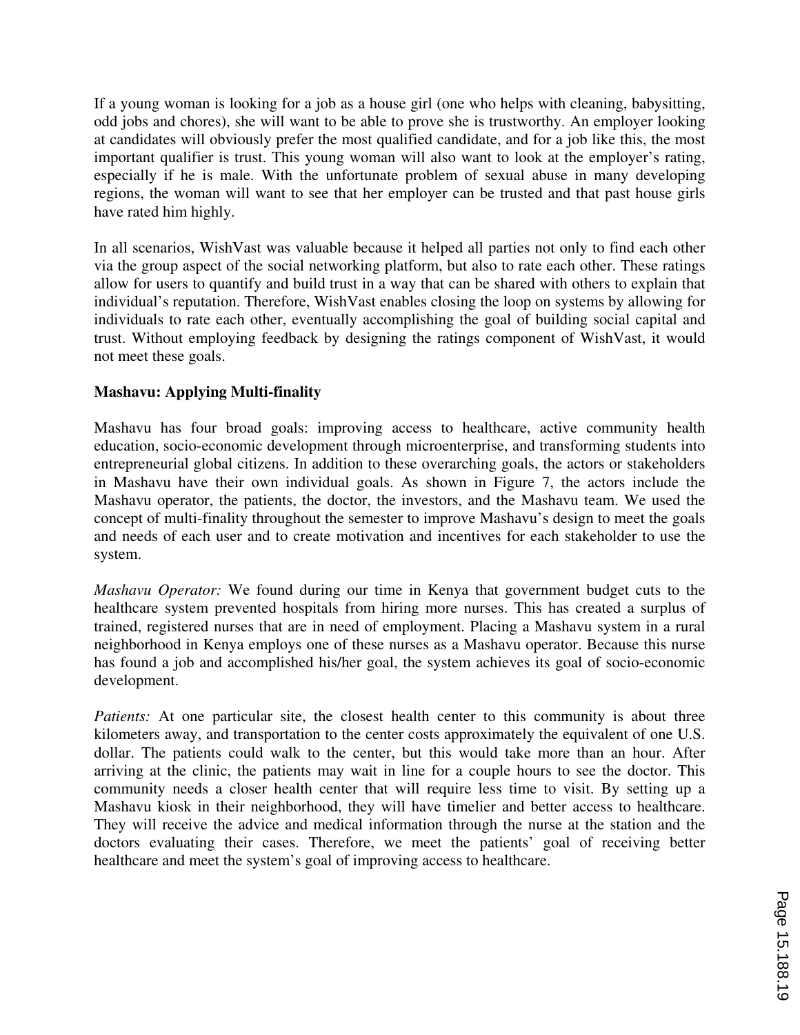If a young woman is looking for a job as a house girl (one who helps with cleaning, babysitting, odd jobs and chores), she will want to be able to prove she is trustworthy. An employer looking at candidates will obviously prefer the most qualified candidate, and for a job like this, the most important qualifier is trust. This young woman will also want to look at the employer's rating, especially if he is male. With the unfortunate problem of sexual abuse in many developing regions, the woman will want to see that her employer can be trusted and that past house girls have rated him highly.

In all scenarios, WishVast was valuable because it helped all parties not only to find each other via the group aspect of the social networking platform, but also to rate each other. These ratings allow for users to quantify and build trust in a way that can be shared with others to explain that individual's reputation. Therefore, WishVast enables closing the loop on systems by allowing for individuals to rate each other, eventually accomplishing the goal of building social capital and trust. Without employing feedback by designing the ratings component of WishVast, it would not meet these goals.

**Mashavu: Applying Multi-finality**

Mashavu has four broad goals: improving access to healthcare, active community health education, socio-economic development through microenterprise, and transforming students into entrepreneurial global citizens. In addition to these overarching goals, the actors or stakeholders in Mashavu have their own individual goals. As shown in Figure 7, the actors include the Mashavu operator, the patients, the doctor, the investors, and the Mashavu team. We used the concept of multi-finality throughout the semester to improve Mashavu's design to meet the goals and needs of each user and to create motivation and incentives for each stakeholder to use the system.

*Mashavu Operator:* We found during our time in Kenya that government budget cuts to the healthcare system prevented hospitals from hiring more nurses. This has created a surplus of trained, registered nurses that are in need of employment. Placing a Mashavu system in a rural neighborhood in Kenya employs one of these nurses as a Mashavu operator. Because this nurse has found a job and accomplished his/her goal, the system achieves its goal of socio-economic development.

*Patients:* At one particular site, the closest health center to this community is about three kilometers away, and transportation to the center costs approximately the equivalent of one U.S. dollar. The patients could walk to the center, but this would take more than an hour. After arriving at the clinic, the patients may wait in line for a couple hours to see the doctor. This community needs a closer health center that will require less time to visit. By setting up a Mashavu kiosk in their neighborhood, they will have timelier and better access to healthcare. They will receive the advice and medical information through the nurse at the station and the doctors evaluating their cases. Therefore, we meet the patients' goal of receiving better healthcare and meet the system's goal of improving access to healthcare.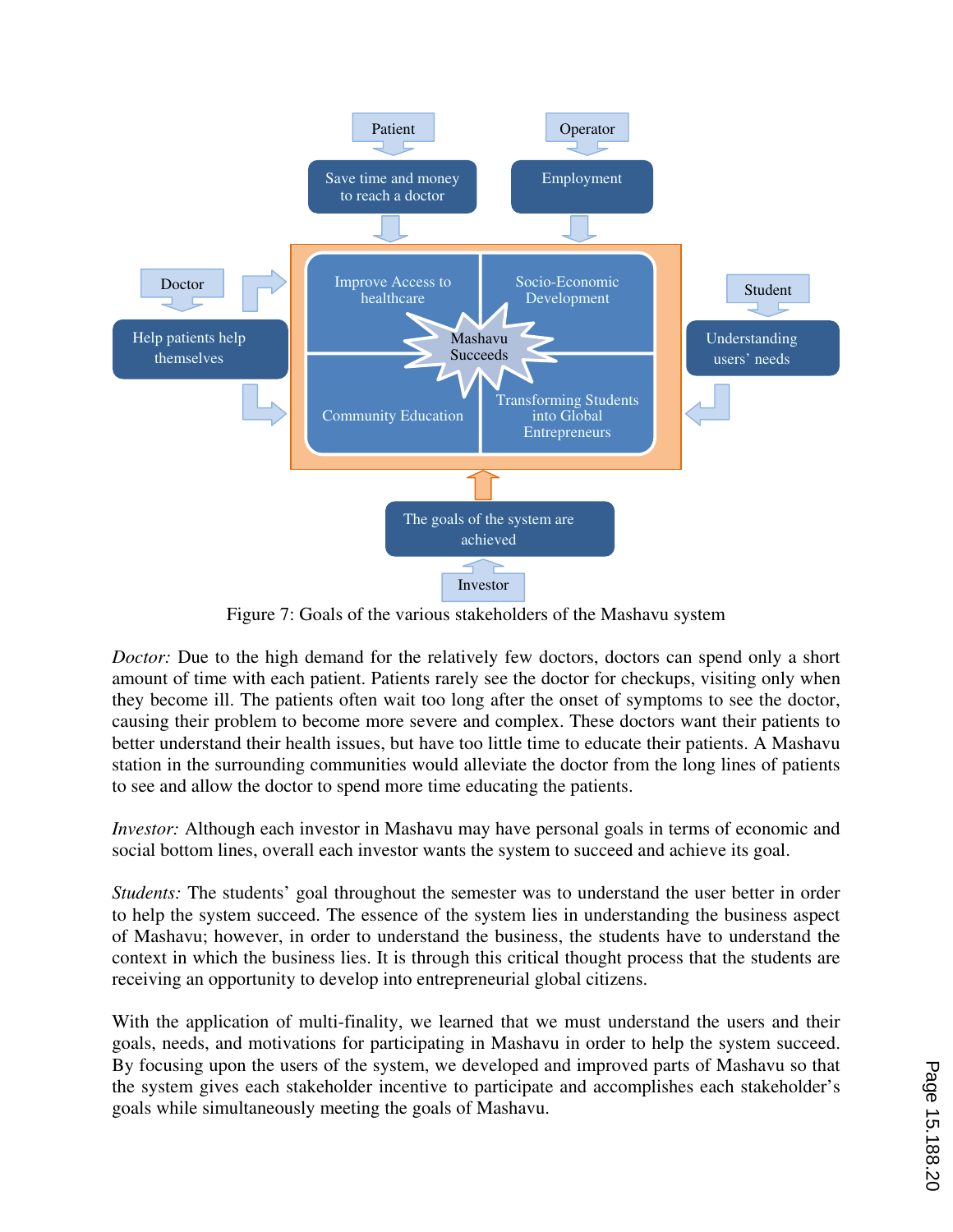Figure 7: Goals of the various stakeholders of the Mashavu system

*Doctor:* Due to the high demand for the relatively few doctors, doctors can spend only a short amount of time with each patient. Patients rarely see the doctor for checkups, visiting only when they become ill. The patients often wait too long after the onset of symptoms to see the doctor, causing their problem to become more severe and complex. These doctors want their patients to better understand their health issues, but have too little time to educate their patients. A Mashavu station in the surrounding communities would alleviate the doctor from the long lines of patients to see and allow the doctor to spend more time educating the patients.

*Investor:* Although each investor in Mashavu may have personal goals in terms of economic and social bottom lines, overall each investor wants the system to succeed and achieve its goal.

*Students:* The students' goal throughout the semester was to understand the user better in order to help the system succeed. The essence of the system lies in understanding the business aspect of Mashavu; however, in order to understand the business, the students have to understand the context in which the business lies. It is through this critical thought process that the students are receiving an opportunity to develop into entrepreneurial global citizens.

With the application of multi-finality, we learned that we must understand the users and their goals, needs, and motivations for participating in Mashavu in order to help the system succeed. By focusing upon the users of the system, we developed and improved parts of Mashavu so that the system gives each stakeholder incentive to participate and accomplishes each stakeholder's goals while simultaneously meeting the goals of Mashavu.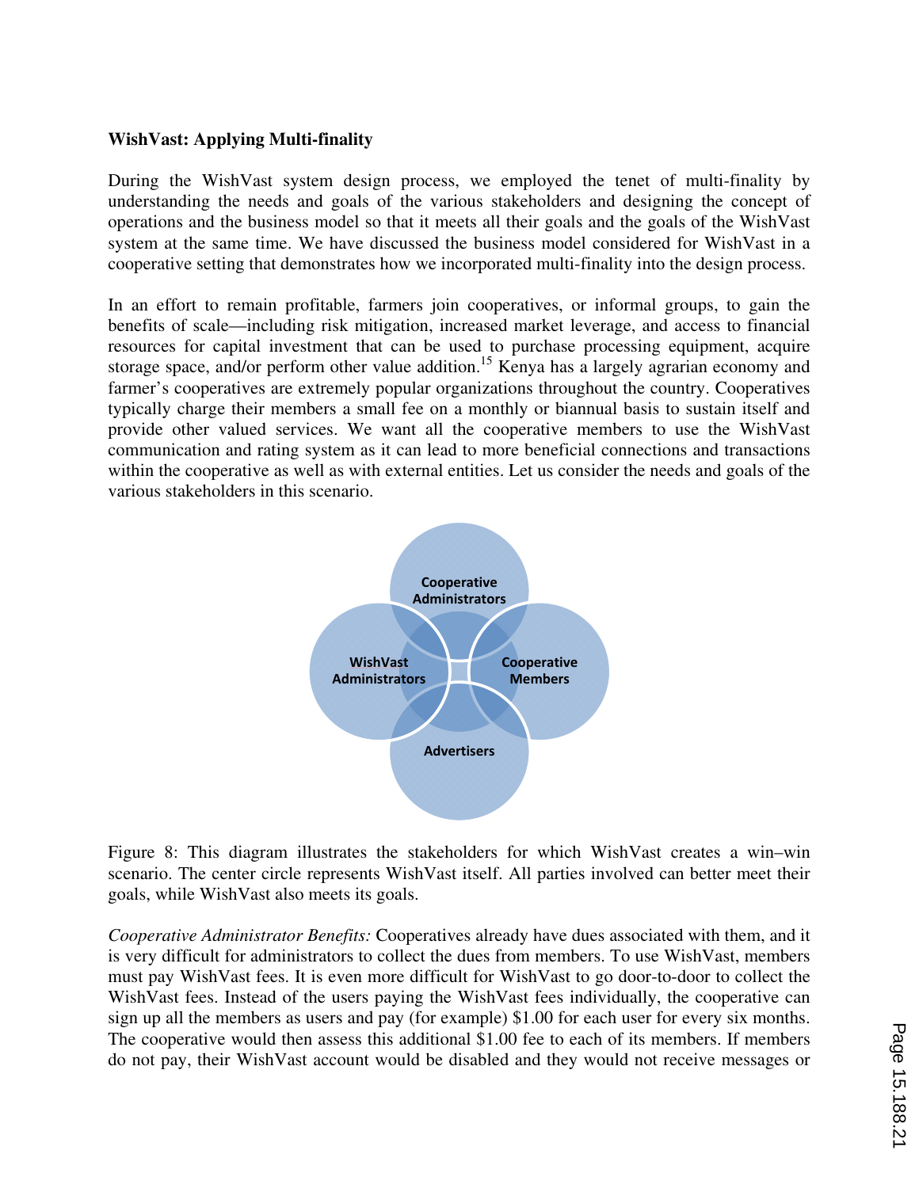**WishVast: Applying Multi-finality**

During the WishVast system design process, we employed the tenet of multi-finality by understanding the needs and goals of the various stakeholders and designing the concept of operations and the business model so that it meets all their goals and the goals of the WishVast system at the same time. We have discussed the business model considered for WishVast in a cooperative setting that demonstrates how we incorporated multi-finality into the design process.

In an effort to remain profitable, farmers join cooperatives, or informal groups, to gain the benefits of scale—including risk mitigation, increased market leverage, and access to financial resources for capital investment that can be used to purchase processing equipment, acquire storage space, and/or perform other value addition.[15] Kenya has a largely agrarian economy and farmer's cooperatives are extremely popular organizations throughout the country. Cooperatives typically charge their members a small fee on a monthly or biannual basis to sustain itself and provide other valued services. We want all the cooperative members to use the WishVast communication and rating system as it can lead to more beneficial connections and transactions within the cooperative as well as with external entities. Let us consider the needs and goals of the various stakeholders in this scenario.

Figure 8: This diagram illustrates the stakeholders for which WishVast creates a win–win scenario. The center circle represents WishVast itself. All parties involved can better meet their goals, while WishVast also meets its goals.

*Cooperative Administrator Benefits:* Cooperatives already have dues associated with them, and it is very difficult for administrators to collect the dues from members. To use WishVast, members must pay WishVast fees. It is even more difficult for WishVast to go door-to-door to collect the WishVast fees. Instead of the users paying the WishVast fees individually, the cooperative can sign up all the members as users and pay (for example) $1.00 for each user for every six months. The cooperative would then assess this additional $1.00 fee to each of its members. If members do not pay, their WishVast account would be disabled and they would not receive messages or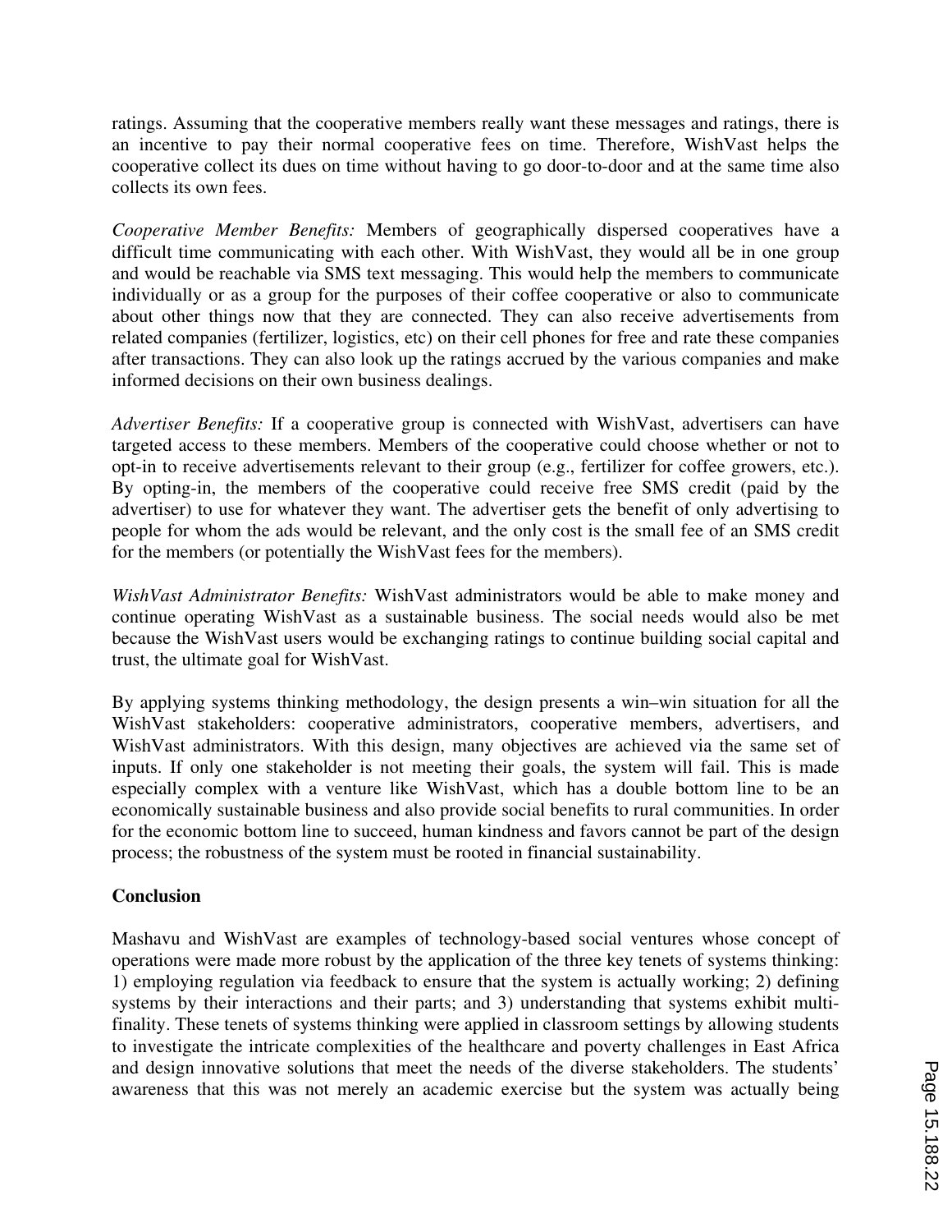ratings. Assuming that the cooperative members really want these messages and ratings, there is an incentive to pay their normal cooperative fees on time. Therefore, WishVast helps the cooperative collect its dues on time without having to go door-to-door and at the same time also collects its own fees.

*Cooperative Member Benefits:* Members of geographically dispersed cooperatives have a difficult time communicating with each other. With WishVast, they would all be in one group and would be reachable via SMS text messaging. This would help the members to communicate individually or as a group for the purposes of their coffee cooperative or also to communicate about other things now that they are connected. They can also receive advertisements from related companies (fertilizer, logistics, etc) on their cell phones for free and rate these companies after transactions. They can also look up the ratings accrued by the various companies and make informed decisions on their own business dealings.

*Advertiser Benefits:* If a cooperative group is connected with WishVast, advertisers can have targeted access to these members. Members of the cooperative could choose whether or not to opt-in to receive advertisements relevant to their group (e.g., fertilizer for coffee growers, etc.). By opting-in, the members of the cooperative could receive free SMS credit (paid by the advertiser) to use for whatever they want. The advertiser gets the benefit of only advertising to people for whom the ads would be relevant, and the only cost is the small fee of an SMS credit for the members (or potentially the WishVast fees for the members).

*WishVast Administrator Benefits:* WishVast administrators would be able to make money and continue operating WishVast as a sustainable business. The social needs would also be met because the WishVast users would be exchanging ratings to continue building social capital and trust, the ultimate goal for WishVast.

By applying systems thinking methodology, the design presents a win–win situation for all the WishVast stakeholders: cooperative administrators, cooperative members, advertisers, and WishVast administrators. With this design, many objectives are achieved via the same set of inputs. If only one stakeholder is not meeting their goals, the system will fail. This is made especially complex with a venture like WishVast, which has a double bottom line to be an economically sustainable business and also provide social benefits to rural communities. In order for the economic bottom line to succeed, human kindness and favors cannot be part of the design process; the robustness of the system must be rooted in financial sustainability.

## Conclusion

Mashavu and WishVast are examples of technology-based social ventures whose concept of operations were made more robust by the application of the three key tenets of systems thinking: 1) employing regulation via feedback to ensure that the system is actually working; 2) defining systems by their interactions and their parts; and 3) understanding that systems exhibit multi-finality. These tenets of systems thinking were applied in classroom settings by allowing students to investigate the intricate complexities of the healthcare and poverty challenges in East Africa and design innovative solutions that meet the needs of the diverse stakeholders. The students' awareness that this was not merely an academic exercise but the system was actually being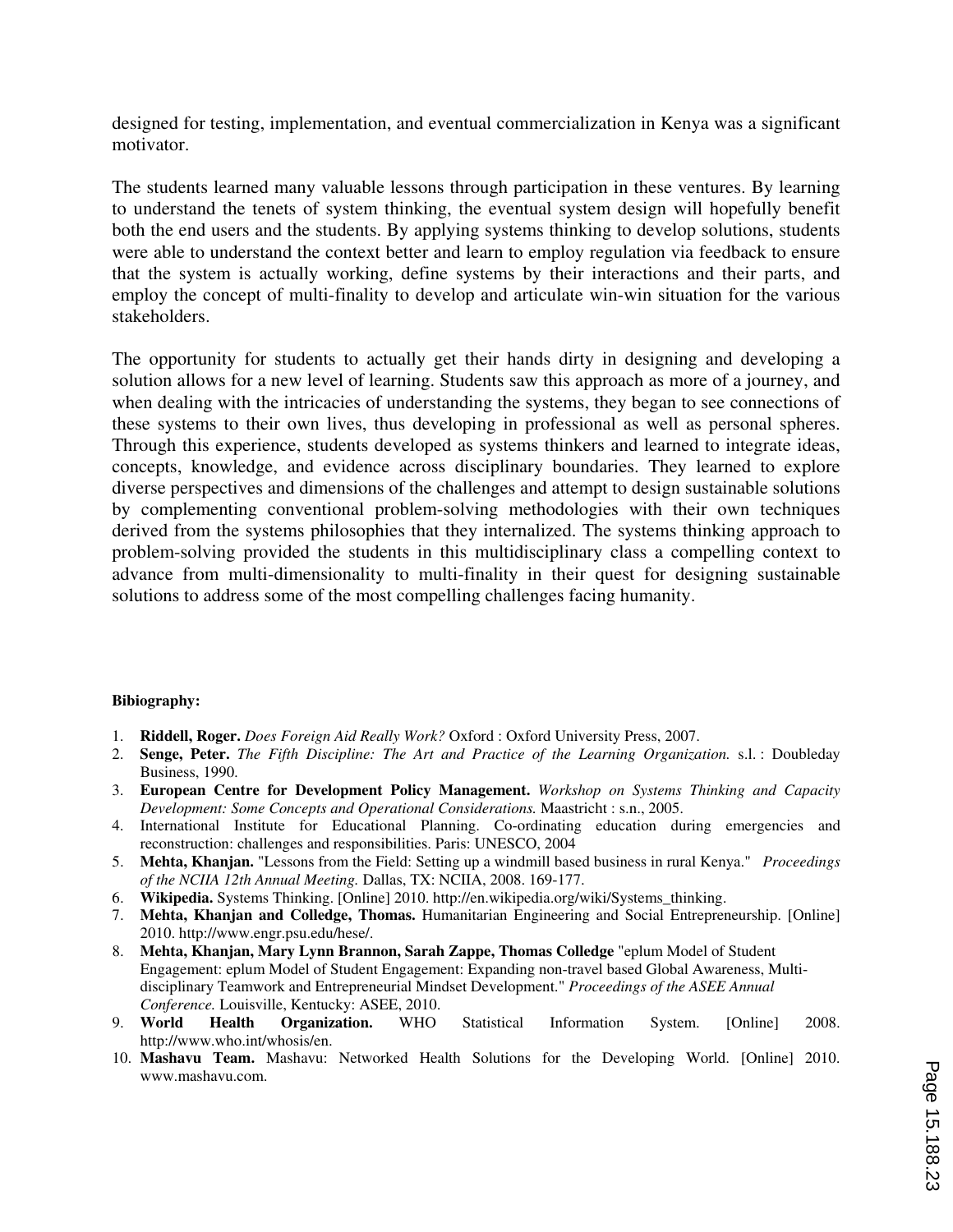designed for testing, implementation, and eventual commercialization in Kenya was a significant motivator.

The students learned many valuable lessons through participation in these ventures. By learning to understand the tenets of system thinking, the eventual system design will hopefully benefit both the end users and the students. By applying systems thinking to develop solutions, students were able to understand the context better and learn to employ regulation via feedback to ensure that the system is actually working, define systems by their interactions and their parts, and employ the concept of multi-finality to develop and articulate win-win situation for the various stakeholders.

The opportunity for students to actually get their hands dirty in designing and developing a solution allows for a new level of learning. Students saw this approach as more of a journey, and when dealing with the intricacies of understanding the systems, they began to see connections of these systems to their own lives, thus developing in professional as well as personal spheres. Through this experience, students developed as systems thinkers and learned to integrate ideas, concepts, knowledge, and evidence across disciplinary boundaries. They learned to explore diverse perspectives and dimensions of the challenges and attempt to design sustainable solutions by complementing conventional problem-solving methodologies with their own techniques derived from the systems philosophies that they internalized. The systems thinking approach to problem-solving provided the students in this multidisciplinary class a compelling context to advance from multi-dimensionality to multi-finality in their quest for designing sustainable solutions to address some of the most compelling challenges facing humanity.

**Bibiography:**

1. **Riddell, Roger.** *Does Foreign Aid Really Work?* Oxford : Oxford University Press, 2007.
2. **Senge, Peter.** *The Fifth Discipline: The Art and Practice of the Learning Organization.* s.l. : Doubleday Business, 1990.
3. **European Centre for Development Policy Management.** *Workshop on Systems Thinking and Capacity Development: Some Concepts and Operational Considerations.* Maastricht : s.n., 2005.
4. International Institute for Educational Planning. Co-ordinating education during emergencies and reconstruction: challenges and responsibilities. Paris: UNESCO, 2004
5. **Mehta, Khanjan.** "Lessons from the Field: Setting up a windmill based business in rural Kenya." *Proceedings of the NCIIA 12th Annual Meeting.* Dallas, TX: NCIIA, 2008. 169-177.
6. **Wikipedia.** Systems Thinking. [Online] 2010. http://en.wikipedia.org/wiki/Systems_thinking.
7. **Mehta, Khanjan and Colledge, Thomas.** Humanitarian Engineering and Social Entrepreneurship. [Online] 2010. http://www.engr.psu.edu/hese/.
8. **Mehta, Khanjan, Mary Lynn Brannon, Sarah Zappe, Thomas Colledge** "eplum Model of Student Engagement: eplum Model of Student Engagement: Expanding non-travel based Global Awareness, Multi-disciplinary Teamwork and Entrepreneurial Mindset Development." *Proceedings of the ASEE Annual Conference.* Louisville, Kentucky: ASEE, 2010.
9. **World Health Organization.** WHO Statistical Information System. [Online] 2008. http://www.who.int/whosis/en.
10. **Mashavu Team.** Mashavu: Networked Health Solutions for the Developing World. [Online] 2010. www.mashavu.com.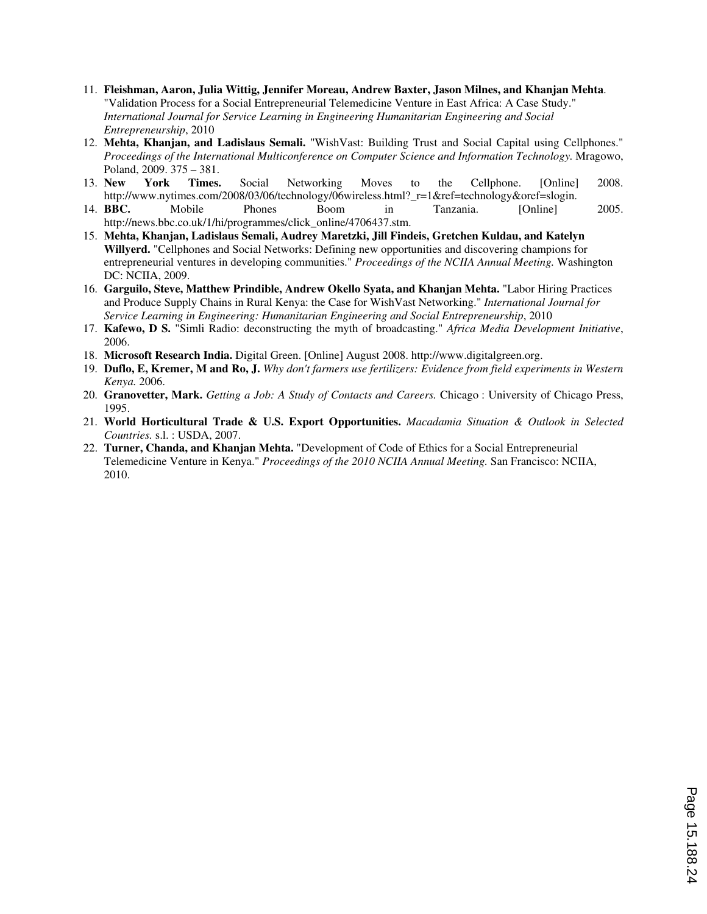11. **Fleishman, Aaron, Julia Wittig, Jennifer Moreau, Andrew Baxter, Jason Milnes, and Khanjan Mehta**. "Validation Process for a Social Entrepreneurial Telemedicine Venture in East Africa: A Case Study." *International Journal for Service Learning in Engineering Humanitarian Engineering and Social Entrepreneurship*, 2010
12. **Mehta, Khanjan, and Ladislaus Semali.** "WishVast: Building Trust and Social Capital using Cellphones." *Proceedings of the International Multiconference on Computer Science and Information Technology.* Mragowo, Poland, 2009. 375 – 381.
13. **New York Times.** Social Networking Moves to the Cellphone. [Online] 2008. http://www.nytimes.com/2008/03/06/technology/06wireless.html?_r=1&ref=technology&oref=slogin.
14. **BBC.** Mobile Phones Boom in Tanzania. [Online] 2005. http://news.bbc.co.uk/1/hi/programmes/click_online/4706437.stm.
15. **Mehta, Khanjan, Ladislaus Semali, Audrey Maretzki, Jill Findeis, Gretchen Kuldau, and Katelyn Willyerd.** "Cellphones and Social Networks: Defining new opportunities and discovering champions for entrepreneurial ventures in developing communities." *Proceedings of the NCIIA Annual Meeting.* Washington DC: NCIIA, 2009.
16. **Garguilo, Steve, Matthew Prindible, Andrew Okello Syata, and Khanjan Mehta.** "Labor Hiring Practices and Produce Supply Chains in Rural Kenya: the Case for WishVast Networking." *International Journal for Service Learning in Engineering: Humanitarian Engineering and Social Entrepreneurship*, 2010
17. **Kafewo, D S.** "Simli Radio: deconstructing the myth of broadcasting." *Africa Media Development Initiative*, 2006.
18. **Microsoft Research India.** Digital Green. [Online] August 2008. http://www.digitalgreen.org.
19. **Duflo, E, Kremer, M and Ro, J.** *Why don't farmers use fertilizers: Evidence from field experiments in Western Kenya.* 2006.
20. **Granovetter, Mark.** *Getting a Job: A Study of Contacts and Careers.* Chicago : University of Chicago Press, 1995.
21. **World Horticultural Trade & U.S. Export Opportunities.** *Macadamia Situation & Outlook in Selected Countries.* s.l. : USDA, 2007.
22. **Turner, Chanda, and Khanjan Mehta.** "Development of Code of Ethics for a Social Entrepreneurial Telemedicine Venture in Kenya." *Proceedings of the 2010 NCIIA Annual Meeting.* San Francisco: NCIIA, 2010.